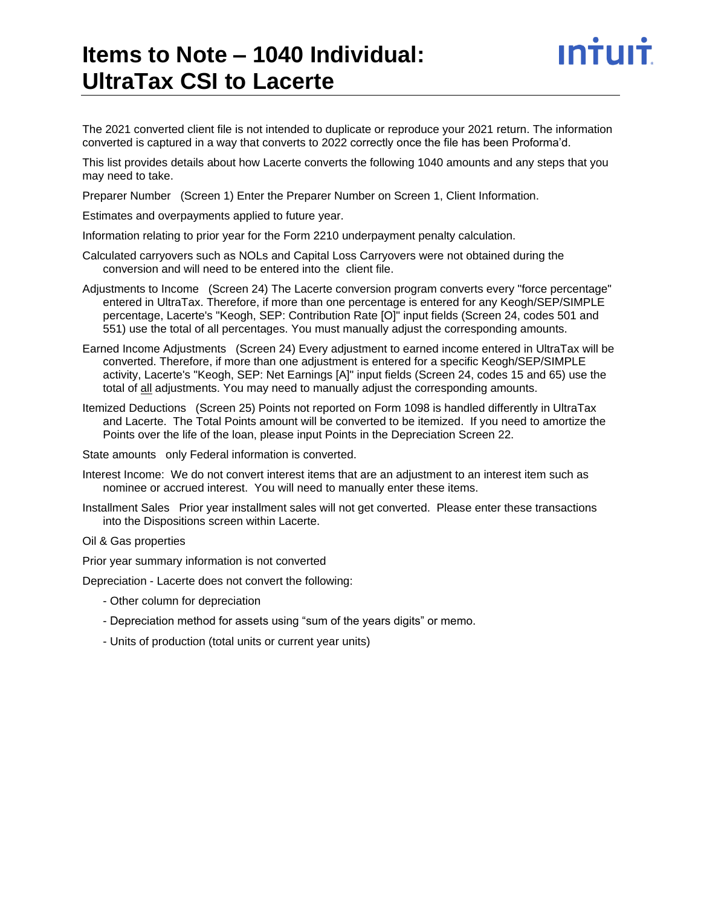# Items to Note – 1040 Individual: UltraTax CSI to Lacerte

The 2021 converted client file is not intended to duplicate or reproduce your 2021 return. The information converted is captured in a way that converts to 2022 correctly once the file has been Proforma'd.

This list provides details about how Lacerte converts the following 1040 amounts and any steps that you may need to take.

Preparer Number (Screen 1) Enter the Preparer Number on Screen 1, Client Information.

Estimates and overpayments applied to future year.

Information relating to prior year for the Form 2210 underpayment penalty calculation.

Calculated carryovers such as NOLs and Capital Loss Carryovers were not obtained during the conversion and will need to be entered into the client file.

Adjustments to Income (Screen 24) The Lacerte conversion program converts every "force percentage" entered in UltraTax. Therefore, if more than one percentage is entered for any Keogh/SEP/SIMPLE percentage, Lacerte's "Keogh, SEP: Contribution Rate [O]" input fields (Screen 24, codes 501 and 551) use the total of all percentages. You must manually adjust the corresponding amounts.

Earned Income Adjustments (Screen 24) Every adjustment to earned income entered in UltraTax will be converted. Therefore, if more than one adjustment is entered for a specific Keogh/SEP/SIMPLE activity, Lacerte's "Keogh, SEP: Net Earnings [A]" input fields (Screen 24, codes 15 and 65) use the total of all adjustments. You may need to manually adjust the corresponding amounts.

Itemized Deductions (Screen 25) Points not reported on Form 1098 is handled differently in UltraTax and Lacerte. The Total Points amount will be converted to be itemized. If you need to amortize the Points over the life of the loan, please input Points in the Depreciation Screen 22.

State amounts only Federal information is converted.

Interest Income: We do not convert interest items that are an adjustment to an interest item such as nominee or accrued interest. You will need to manually enter these items.

Installment Sales Prior year installment sales will not get converted. Please enter these transactions into the Dispositions screen within Lacerte.

Oil & Gas properties

Prior year summary information is not converted

Depreciation - Lacerte does not convert the following:

- Other column for depreciation
- Depreciation method for assets using "sum of the years digits" or memo.
- Units of production (total units or current year units)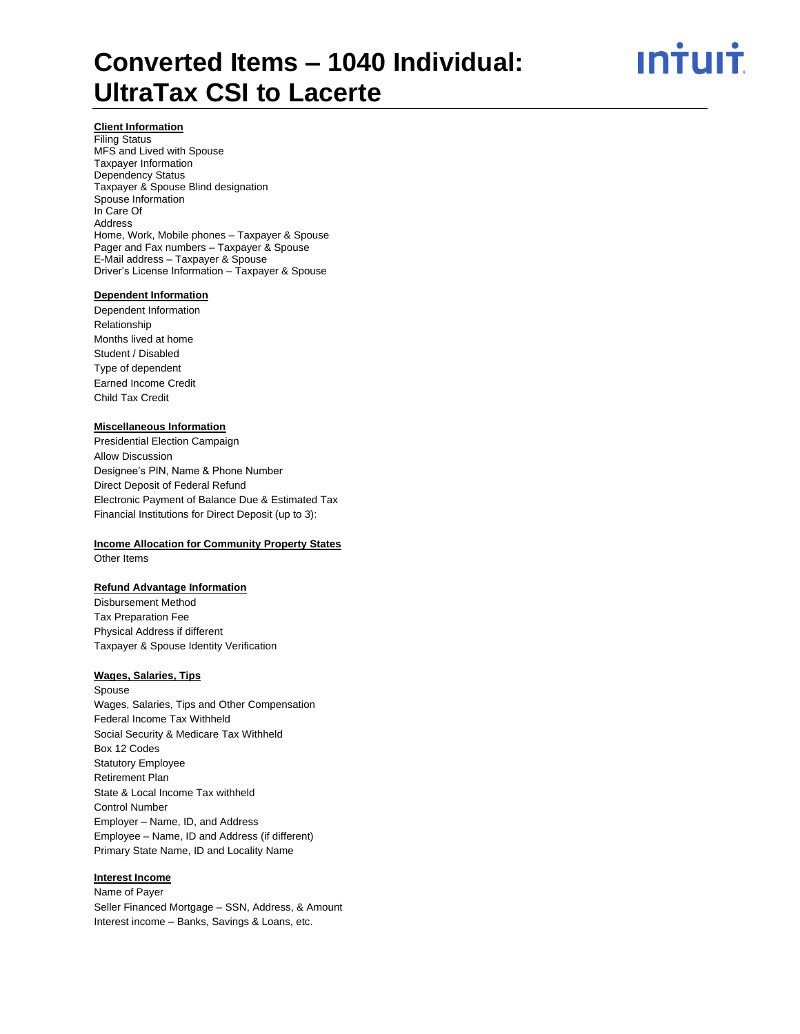# Converted Items – 1040 Individual: UltraTax CSI to Lacerte

**Client Information**

Filing Status
MFS and Lived with Spouse
Taxpayer Information
Dependency Status
Taxpayer & Spouse Blind designation
Spouse Information
In Care Of
Address
Home, Work, Mobile phones – Taxpayer & Spouse
Pager and Fax numbers – Taxpayer & Spouse
E-Mail address – Taxpayer & Spouse
Driver's License Information – Taxpayer & Spouse

**Dependent Information**

Dependent Information
Relationship
Months lived at home
Student / Disabled
Type of dependent
Earned Income Credit
Child Tax Credit

**Miscellaneous Information**

Presidential Election Campaign
Allow Discussion
Designee's PIN, Name & Phone Number
Direct Deposit of Federal Refund
Electronic Payment of Balance Due & Estimated Tax
Financial Institutions for Direct Deposit (up to 3):

**Income Allocation for Community Property States**

Other Items

**Refund Advantage Information**

Disbursement Method
Tax Preparation Fee
Physical Address if different
Taxpayer & Spouse Identity Verification

**Wages, Salaries, Tips**

Spouse
Wages, Salaries, Tips and Other Compensation
Federal Income Tax Withheld
Social Security & Medicare Tax Withheld
Box 12 Codes
Statutory Employee
Retirement Plan
State & Local Income Tax withheld
Control Number
Employer – Name, ID, and Address
Employee – Name, ID and Address (if different)
Primary State Name, ID and Locality Name

**Interest Income**

Name of Payer
Seller Financed Mortgage – SSN, Address, & Amount
Interest income – Banks, Savings & Loans, etc.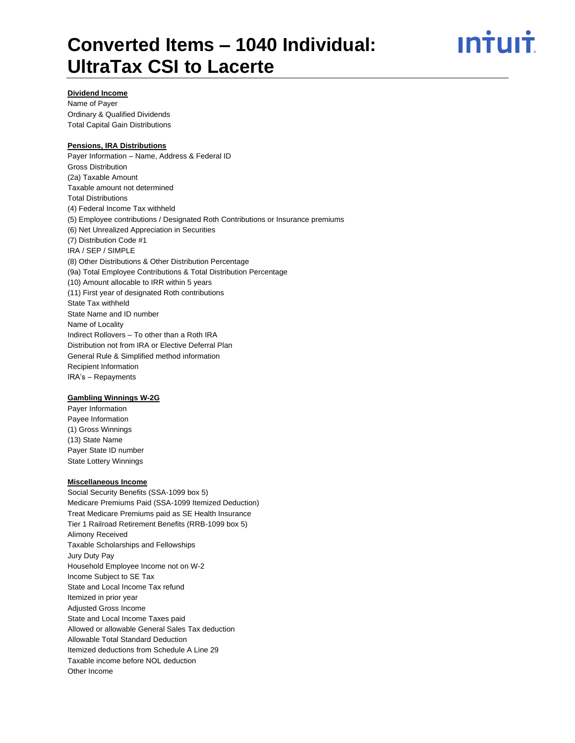# Converted Items – 1040 Individual: UltraTax CSI to Lacerte

**Dividend Income**

Name of Payer
Ordinary & Qualified Dividends
Total Capital Gain Distributions

**Pensions, IRA Distributions**

Payer Information – Name, Address & Federal ID
Gross Distribution
(2a) Taxable Amount
Taxable amount not determined
Total Distributions
(4) Federal Income Tax withheld
(5) Employee contributions / Designated Roth Contributions or Insurance premiums
(6) Net Unrealized Appreciation in Securities
(7) Distribution Code #1
IRA / SEP / SIMPLE
(8) Other Distributions & Other Distribution Percentage
(9a) Total Employee Contributions & Total Distribution Percentage
(10) Amount allocable to IRR within 5 years
(11) First year of designated Roth contributions
State Tax withheld
State Name and ID number
Name of Locality
Indirect Rollovers – To other than a Roth IRA
Distribution not from IRA or Elective Deferral Plan
General Rule & Simplified method information
Recipient Information
IRA's – Repayments

**Gambling Winnings W-2G**

Payer Information
Payee Information
(1) Gross Winnings
(13) State Name
Payer State ID number
State Lottery Winnings

**Miscellaneous Income**

Social Security Benefits (SSA-1099 box 5)
Medicare Premiums Paid (SSA-1099 Itemized Deduction)
Treat Medicare Premiums paid as SE Health Insurance
Tier 1 Railroad Retirement Benefits (RRB-1099 box 5)
Alimony Received
Taxable Scholarships and Fellowships
Jury Duty Pay
Household Employee Income not on W-2
Income Subject to SE Tax
State and Local Income Tax refund
Itemized in prior year
Adjusted Gross Income
State and Local Income Taxes paid
Allowed or allowable General Sales Tax deduction
Allowable Total Standard Deduction
Itemized deductions from Schedule A Line 29
Taxable income before NOL deduction
Other Income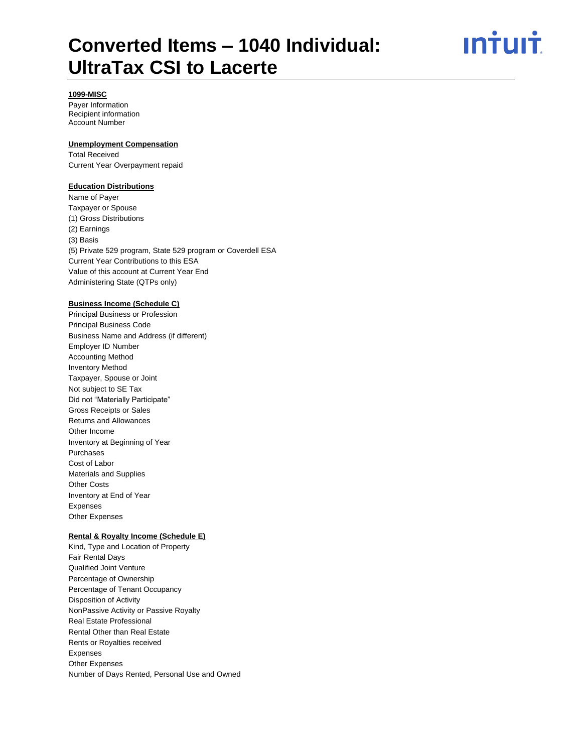**1099-MISC**

Payer Information
Recipient information
Account Number

**Unemployment Compensation**

Total Received
Current Year Overpayment repaid

**Education Distributions**

Name of Payer
Taxpayer or Spouse
(1) Gross Distributions
(2) Earnings
(3) Basis
(5) Private 529 program, State 529 program or Coverdell ESA
Current Year Contributions to this ESA
Value of this account at Current Year End
Administering State (QTPs only)

**Business Income (Schedule C)**

Principal Business or Profession
Principal Business Code
Business Name and Address (if different)
Employer ID Number
Accounting Method
Inventory Method
Taxpayer, Spouse or Joint
Not subject to SE Tax
Did not "Materially Participate"
Gross Receipts or Sales
Returns and Allowances
Other Income
Inventory at Beginning of Year
Purchases
Cost of Labor
Materials and Supplies
Other Costs
Inventory at End of Year
Expenses
Other Expenses

**Rental & Royalty Income (Schedule E)**

Kind, Type and Location of Property
Fair Rental Days
Qualified Joint Venture
Percentage of Ownership
Percentage of Tenant Occupancy
Disposition of Activity
NonPassive Activity or Passive Royalty
Real Estate Professional
Rental Other than Real Estate
Rents or Royalties received
Expenses
Other Expenses
Number of Days Rented, Personal Use and Owned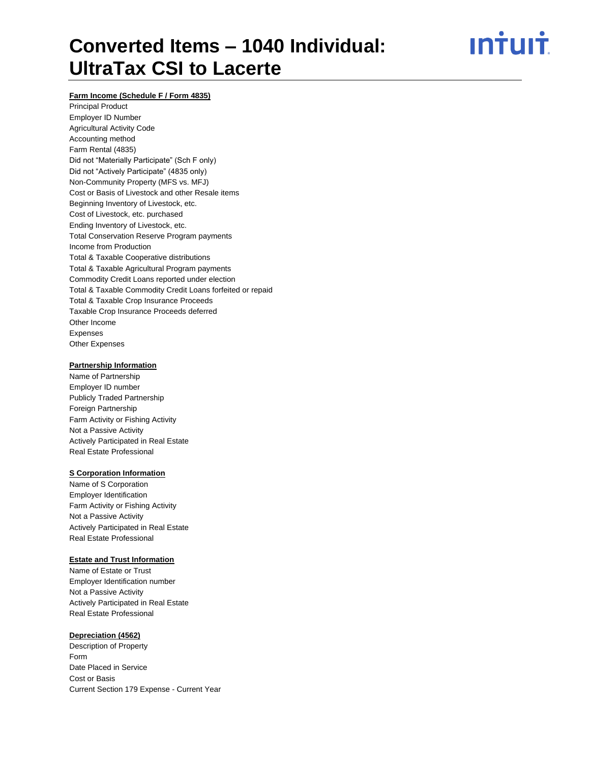# Converted Items – 1040 Individual: UltraTax CSI to Lacerte

**Farm Income (Schedule F / Form 4835)**

Principal Product
Employer ID Number
Agricultural Activity Code
Accounting method
Farm Rental (4835)
Did not "Materially Participate" (Sch F only)
Did not "Actively Participate" (4835 only)
Non-Community Property (MFS vs. MFJ)
Cost or Basis of Livestock and other Resale items
Beginning Inventory of Livestock, etc.
Cost of Livestock, etc. purchased
Ending Inventory of Livestock, etc.
Total Conservation Reserve Program payments
Income from Production
Total & Taxable Cooperative distributions
Total & Taxable Agricultural Program payments
Commodity Credit Loans reported under election
Total & Taxable Commodity Credit Loans forfeited or repaid
Total & Taxable Crop Insurance Proceeds
Taxable Crop Insurance Proceeds deferred
Other Income
Expenses
Other Expenses

**Partnership Information**

Name of Partnership
Employer ID number
Publicly Traded Partnership
Foreign Partnership
Farm Activity or Fishing Activity
Not a Passive Activity
Actively Participated in Real Estate
Real Estate Professional

**S Corporation Information**

Name of S Corporation
Employer Identification
Farm Activity or Fishing Activity
Not a Passive Activity
Actively Participated in Real Estate
Real Estate Professional

**Estate and Trust Information**

Name of Estate or Trust
Employer Identification number
Not a Passive Activity
Actively Participated in Real Estate
Real Estate Professional

**Depreciation (4562)**

Description of Property
Form
Date Placed in Service
Cost or Basis
Current Section 179 Expense - Current Year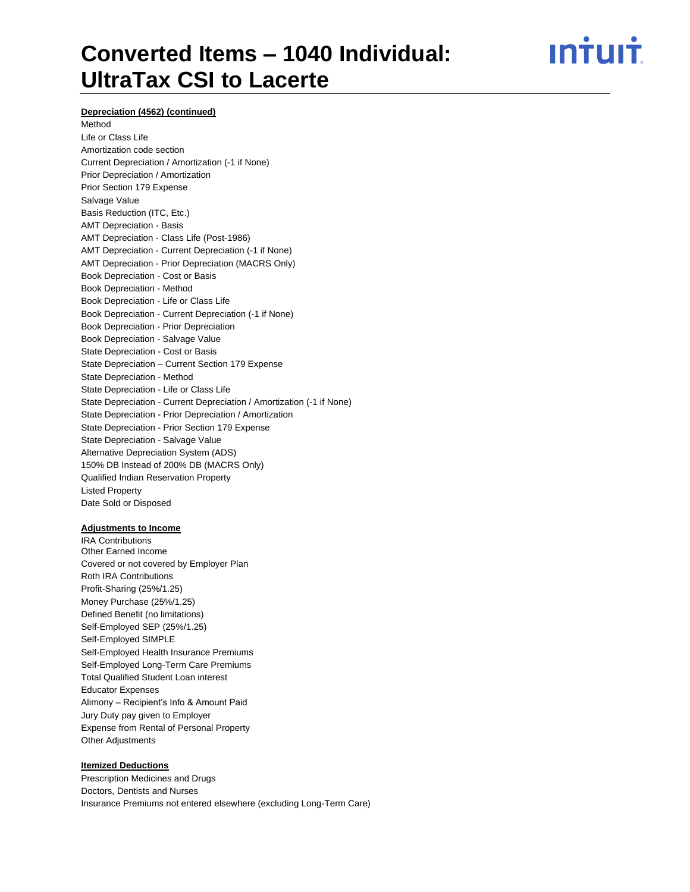**Depreciation (4562) (continued)**

Method
Life or Class Life
Amortization code section
Current Depreciation / Amortization (-1 if None)
Prior Depreciation / Amortization
Prior Section 179 Expense
Salvage Value
Basis Reduction (ITC, Etc.)
AMT Depreciation - Basis
AMT Depreciation - Class Life (Post-1986)
AMT Depreciation - Current Depreciation (-1 if None)
AMT Depreciation - Prior Depreciation (MACRS Only)
Book Depreciation - Cost or Basis
Book Depreciation - Method
Book Depreciation - Life or Class Life
Book Depreciation - Current Depreciation (-1 if None)
Book Depreciation - Prior Depreciation
Book Depreciation - Salvage Value
State Depreciation - Cost or Basis
State Depreciation – Current Section 179 Expense
State Depreciation - Method
State Depreciation - Life or Class Life
State Depreciation - Current Depreciation / Amortization (-1 if None)
State Depreciation - Prior Depreciation / Amortization
State Depreciation - Prior Section 179 Expense
State Depreciation - Salvage Value
Alternative Depreciation System (ADS)
150% DB Instead of 200% DB (MACRS Only)
Qualified Indian Reservation Property
Listed Property
Date Sold or Disposed

**Adjustments to Income**

IRA Contributions
Other Earned Income
Covered or not covered by Employer Plan
Roth IRA Contributions
Profit-Sharing (25%/1.25)
Money Purchase (25%/1.25)
Defined Benefit (no limitations)
Self-Employed SEP (25%/1.25)
Self-Employed SIMPLE
Self-Employed Health Insurance Premiums
Self-Employed Long-Term Care Premiums
Total Qualified Student Loan interest
Educator Expenses
Alimony – Recipient's Info & Amount Paid
Jury Duty pay given to Employer
Expense from Rental of Personal Property
Other Adjustments

**Itemized Deductions**

Prescription Medicines and Drugs
Doctors, Dentists and Nurses
Insurance Premiums not entered elsewhere (excluding Long-Term Care)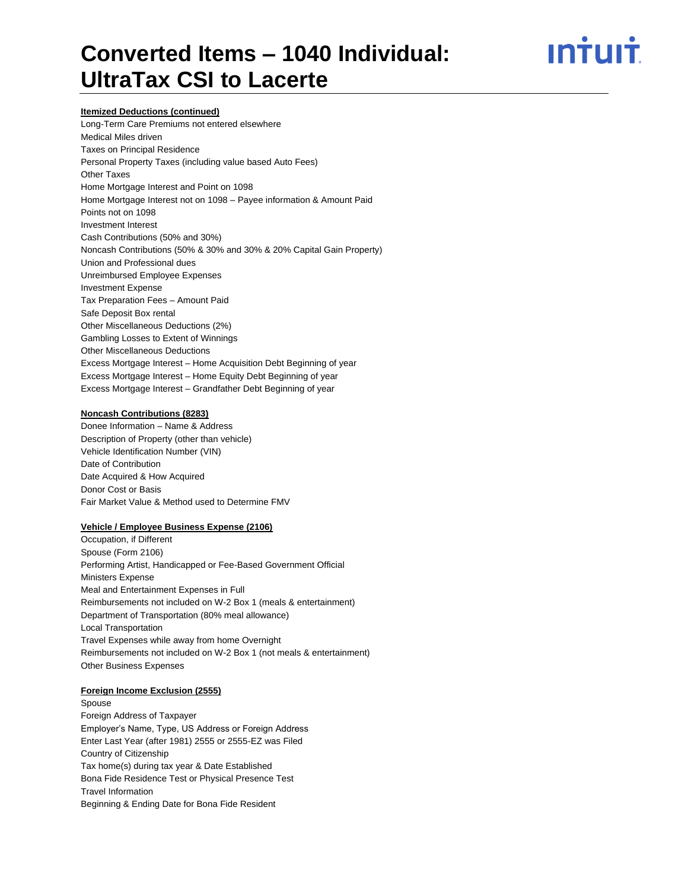**Itemized Deductions (continued)**

Long-Term Care Premiums not entered elsewhere
Medical Miles driven
Taxes on Principal Residence
Personal Property Taxes (including value based Auto Fees)
Other Taxes
Home Mortgage Interest and Point on 1098
Home Mortgage Interest not on 1098 – Payee information & Amount Paid
Points not on 1098
Investment Interest
Cash Contributions (50% and 30%)
Noncash Contributions (50% & 30% and 30% & 20% Capital Gain Property)
Union and Professional dues
Unreimbursed Employee Expenses
Investment Expense
Tax Preparation Fees – Amount Paid
Safe Deposit Box rental
Other Miscellaneous Deductions (2%)
Gambling Losses to Extent of Winnings
Other Miscellaneous Deductions
Excess Mortgage Interest – Home Acquisition Debt Beginning of year
Excess Mortgage Interest – Home Equity Debt Beginning of year
Excess Mortgage Interest – Grandfather Debt Beginning of year

**Noncash Contributions (8283)**

Donee Information – Name & Address
Description of Property (other than vehicle)
Vehicle Identification Number (VIN)
Date of Contribution
Date Acquired & How Acquired
Donor Cost or Basis
Fair Market Value & Method used to Determine FMV

**Vehicle / Employee Business Expense (2106)**

Occupation, if Different
Spouse (Form 2106)
Performing Artist, Handicapped or Fee-Based Government Official
Ministers Expense
Meal and Entertainment Expenses in Full
Reimbursements not included on W-2 Box 1 (meals & entertainment)
Department of Transportation (80% meal allowance)
Local Transportation
Travel Expenses while away from home Overnight
Reimbursements not included on W-2 Box 1 (not meals & entertainment)
Other Business Expenses

**Foreign Income Exclusion (2555)**

Spouse
Foreign Address of Taxpayer
Employer's Name, Type, US Address or Foreign Address
Enter Last Year (after 1981) 2555 or 2555-EZ was Filed
Country of Citizenship
Tax home(s) during tax year & Date Established
Bona Fide Residence Test or Physical Presence Test
Travel Information
Beginning & Ending Date for Bona Fide Resident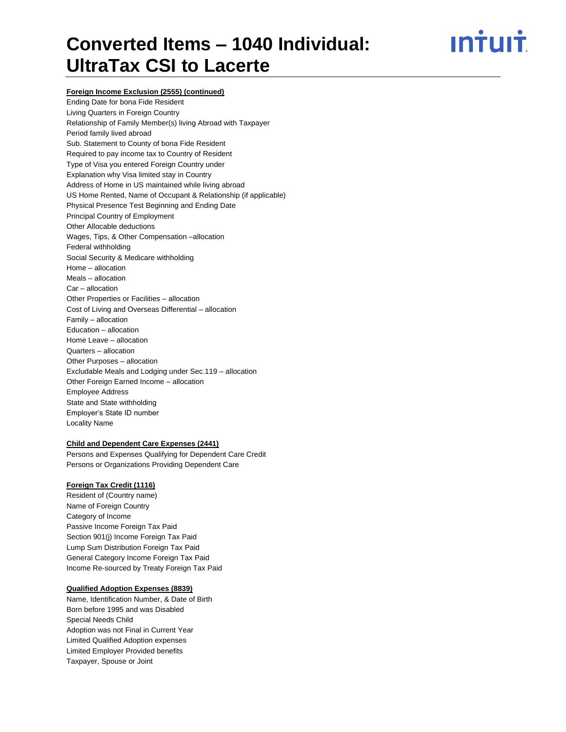**Foreign Income Exclusion (2555) (continued)**

Ending Date for bona Fide Resident
Living Quarters in Foreign Country
Relationship of Family Member(s) living Abroad with Taxpayer
Period family lived abroad
Sub. Statement to County of bona Fide Resident
Required to pay income tax to Country of Resident
Type of Visa you entered Foreign Country under
Explanation why Visa limited stay in Country
Address of Home in US maintained while living abroad
US Home Rented, Name of Occupant & Relationship (if applicable)
Physical Presence Test Beginning and Ending Date
Principal Country of Employment
Other Allocable deductions
Wages, Tips, & Other Compensation –allocation
Federal withholding
Social Security & Medicare withholding
Home – allocation
Meals – allocation
Car – allocation
Other Properties or Facilities – allocation
Cost of Living and Overseas Differential – allocation
Family – allocation
Education – allocation
Home Leave – allocation
Quarters – allocation
Other Purposes – allocation
Excludable Meals and Lodging under Sec.119 – allocation
Other Foreign Earned Income – allocation
Employee Address
State and State withholding
Employer's State ID number
Locality Name

**Child and Dependent Care Expenses (2441)**

Persons and Expenses Qualifying for Dependent Care Credit
Persons or Organizations Providing Dependent Care

**Foreign Tax Credit (1116)**

Resident of (Country name)
Name of Foreign Country
Category of Income
Passive Income Foreign Tax Paid
Section 901(j) Income Foreign Tax Paid
Lump Sum Distribution Foreign Tax Paid
General Category Income Foreign Tax Paid
Income Re-sourced by Treaty Foreign Tax Paid

**Qualified Adoption Expenses (8839)**

Name, Identification Number, & Date of Birth
Born before 1995 and was Disabled
Special Needs Child
Adoption was not Final in Current Year
Limited Qualified Adoption expenses
Limited Employer Provided benefits
Taxpayer, Spouse or Joint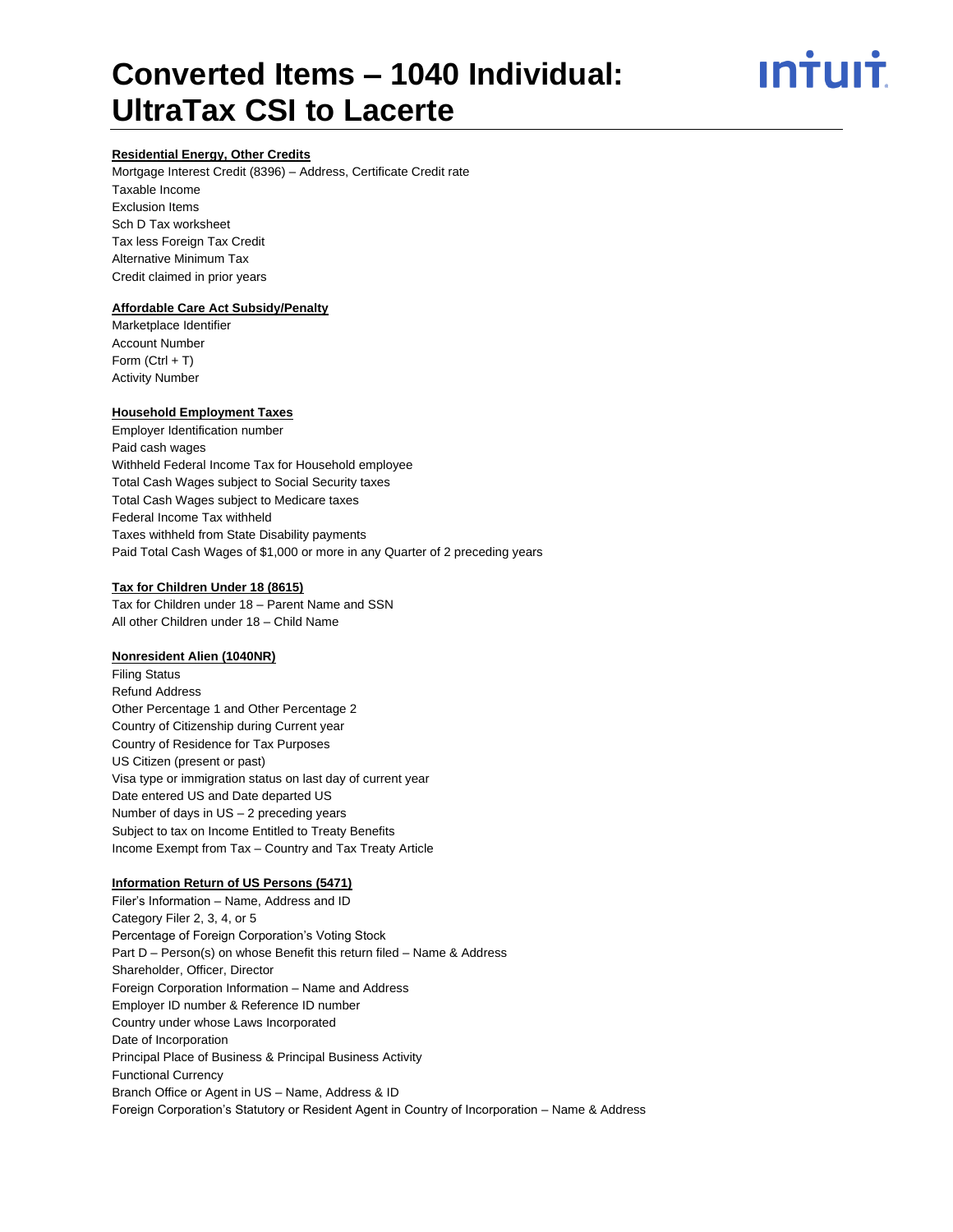# Converted Items – 1040 Individual: UltraTax CSI to Lacerte

**Residential Energy, Other Credits**

Mortgage Interest Credit (8396) – Address, Certificate Credit rate
Taxable Income
Exclusion Items
Sch D Tax worksheet
Tax less Foreign Tax Credit
Alternative Minimum Tax
Credit claimed in prior years

**Affordable Care Act Subsidy/Penalty**

Marketplace Identifier
Account Number
Form (Ctrl + T)
Activity Number

**Household Employment Taxes**

Employer Identification number
Paid cash wages
Withheld Federal Income Tax for Household employee
Total Cash Wages subject to Social Security taxes
Total Cash Wages subject to Medicare taxes
Federal Income Tax withheld
Taxes withheld from State Disability payments
Paid Total Cash Wages of $1,000 or more in any Quarter of 2 preceding years

**Tax for Children Under 18 (8615)**

Tax for Children under 18 – Parent Name and SSN
All other Children under 18 – Child Name

**Nonresident Alien (1040NR)**

Filing Status
Refund Address
Other Percentage 1 and Other Percentage 2
Country of Citizenship during Current year
Country of Residence for Tax Purposes
US Citizen (present or past)
Visa type or immigration status on last day of current year
Date entered US and Date departed US
Number of days in US – 2 preceding years
Subject to tax on Income Entitled to Treaty Benefits
Income Exempt from Tax – Country and Tax Treaty Article

**Information Return of US Persons (5471)**

Filer's Information – Name, Address and ID
Category Filer 2, 3, 4, or 5
Percentage of Foreign Corporation's Voting Stock
Part D – Person(s) on whose Benefit this return filed – Name & Address
Shareholder, Officer, Director
Foreign Corporation Information – Name and Address
Employer ID number & Reference ID number
Country under whose Laws Incorporated
Date of Incorporation
Principal Place of Business & Principal Business Activity
Functional Currency
Branch Office or Agent in US – Name, Address & ID
Foreign Corporation's Statutory or Resident Agent in Country of Incorporation – Name & Address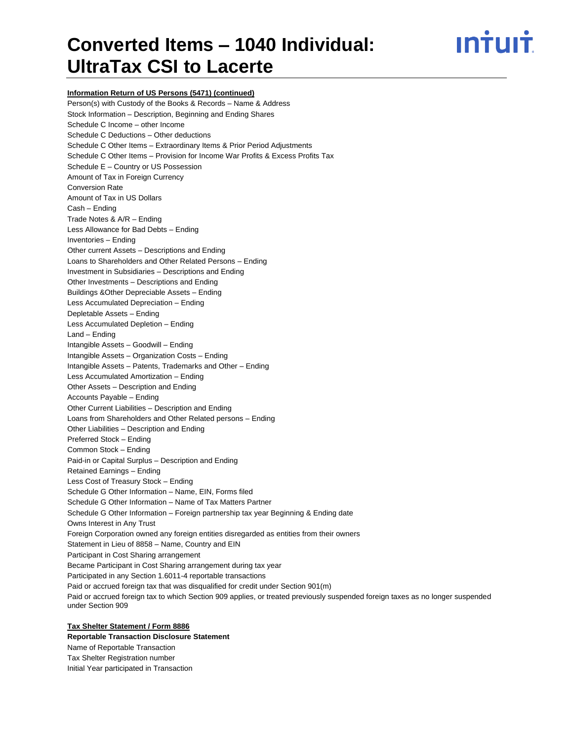**Information Return of US Persons (5471) (continued)**

Person(s) with Custody of the Books & Records – Name & Address
Stock Information – Description, Beginning and Ending Shares
Schedule C Income – other Income
Schedule C Deductions – Other deductions
Schedule C Other Items – Extraordinary Items & Prior Period Adjustments
Schedule C Other Items – Provision for Income War Profits & Excess Profits Tax
Schedule E – Country or US Possession
Amount of Tax in Foreign Currency
Conversion Rate
Amount of Tax in US Dollars
Cash – Ending
Trade Notes & A/R – Ending
Less Allowance for Bad Debts – Ending
Inventories – Ending
Other current Assets – Descriptions and Ending
Loans to Shareholders and Other Related Persons – Ending
Investment in Subsidiaries – Descriptions and Ending
Other Investments – Descriptions and Ending
Buildings &Other Depreciable Assets – Ending
Less Accumulated Depreciation – Ending
Depletable Assets – Ending
Less Accumulated Depletion – Ending
Land – Ending
Intangible Assets – Goodwill – Ending
Intangible Assets – Organization Costs – Ending
Intangible Assets – Patents, Trademarks and Other – Ending
Less Accumulated Amortization – Ending
Other Assets – Description and Ending
Accounts Payable – Ending
Other Current Liabilities – Description and Ending
Loans from Shareholders and Other Related persons – Ending
Other Liabilities – Description and Ending
Preferred Stock – Ending
Common Stock – Ending
Paid-in or Capital Surplus – Description and Ending
Retained Earnings – Ending
Less Cost of Treasury Stock – Ending
Schedule G Other Information – Name, EIN, Forms filed
Schedule G Other Information – Name of Tax Matters Partner
Schedule G Other Information – Foreign partnership tax year Beginning & Ending date
Owns Interest in Any Trust
Foreign Corporation owned any foreign entities disregarded as entities from their owners
Statement in Lieu of 8858 – Name, Country and EIN
Participant in Cost Sharing arrangement
Became Participant in Cost Sharing arrangement during tax year
Participated in any Section 1.6011-4 reportable transactions
Paid or accrued foreign tax that was disqualified for credit under Section 901(m)
Paid or accrued foreign tax to which Section 909 applies, or treated previously suspended foreign taxes as no longer suspended under Section 909

**Tax Shelter Statement / Form 8886**

**Reportable Transaction Disclosure Statement**

Name of Reportable Transaction
Tax Shelter Registration number
Initial Year participated in Transaction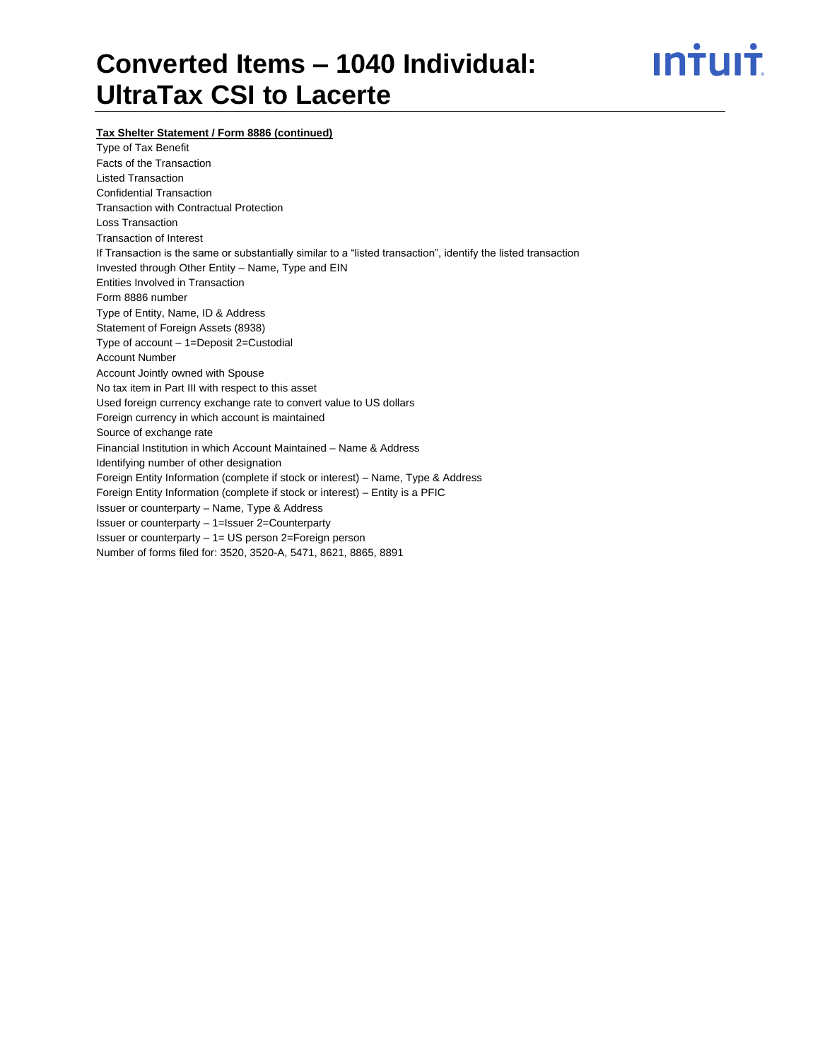# Converted Items – 1040 Individual: UltraTax CSI to Lacerte

**Tax Shelter Statement / Form 8886 (continued)**

Type of Tax Benefit
Facts of the Transaction
Listed Transaction
Confidential Transaction
Transaction with Contractual Protection
Loss Transaction
Transaction of Interest
If Transaction is the same or substantially similar to a "listed transaction", identify the listed transaction
Invested through Other Entity – Name, Type and EIN
Entities Involved in Transaction
Form 8886 number
Type of Entity, Name, ID & Address
Statement of Foreign Assets (8938)
Type of account – 1=Deposit 2=Custodial
Account Number
Account Jointly owned with Spouse
No tax item in Part III with respect to this asset
Used foreign currency exchange rate to convert value to US dollars
Foreign currency in which account is maintained
Source of exchange rate
Financial Institution in which Account Maintained – Name & Address
Identifying number of other designation
Foreign Entity Information (complete if stock or interest) – Name, Type & Address
Foreign Entity Information (complete if stock or interest) – Entity is a PFIC
Issuer or counterparty – Name, Type & Address
Issuer or counterparty – 1=Issuer 2=Counterparty
Issuer or counterparty – 1= US person 2=Foreign person
Number of forms filed for: 3520, 3520-A, 5471, 8621, 8865, 8891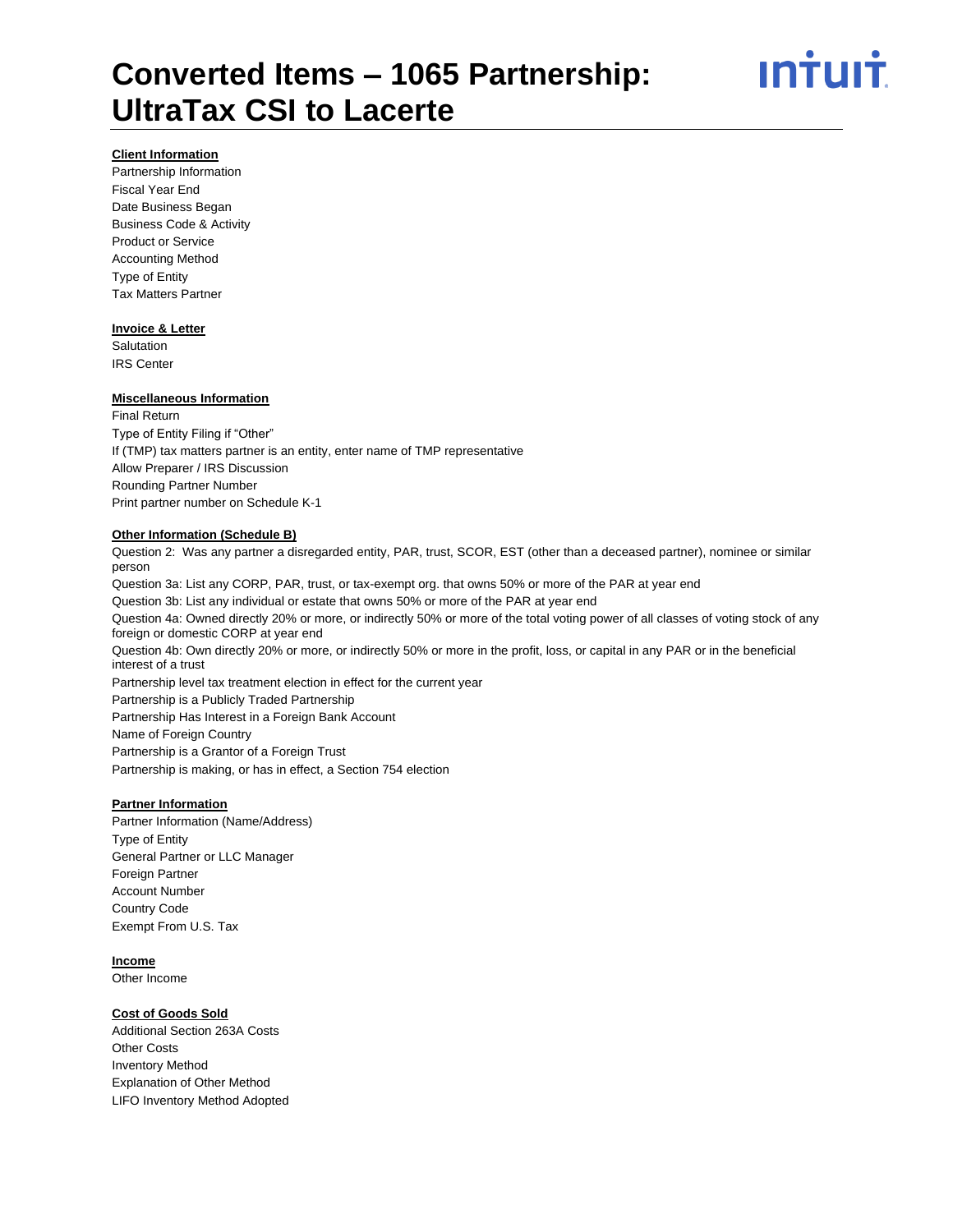# Converted Items – 1065 Partnership: UltraTax CSI to Lacerte

**Client Information**

Partnership Information
Fiscal Year End
Date Business Began
Business Code & Activity
Product or Service
Accounting Method
Type of Entity
Tax Matters Partner

**Invoice & Letter**

Salutation
IRS Center

**Miscellaneous Information**

Final Return
Type of Entity Filing if "Other"
If (TMP) tax matters partner is an entity, enter name of TMP representative
Allow Preparer / IRS Discussion
Rounding Partner Number
Print partner number on Schedule K-1

**Other Information (Schedule B)**

Question 2: Was any partner a disregarded entity, PAR, trust, SCOR, EST (other than a deceased partner), nominee or similar person
Question 3a: List any CORP, PAR, trust, or tax-exempt org. that owns 50% or more of the PAR at year end
Question 3b: List any individual or estate that owns 50% or more of the PAR at year end
Question 4a: Owned directly 20% or more, or indirectly 50% or more of the total voting power of all classes of voting stock of any foreign or domestic CORP at year end
Question 4b: Own directly 20% or more, or indirectly 50% or more in the profit, loss, or capital in any PAR or in the beneficial interest of a trust
Partnership level tax treatment election in effect for the current year
Partnership is a Publicly Traded Partnership
Partnership Has Interest in a Foreign Bank Account
Name of Foreign Country
Partnership is a Grantor of a Foreign Trust
Partnership is making, or has in effect, a Section 754 election

**Partner Information**

Partner Information (Name/Address)
Type of Entity
General Partner or LLC Manager
Foreign Partner
Account Number
Country Code
Exempt From U.S. Tax

**Income**

Other Income

**Cost of Goods Sold**

Additional Section 263A Costs
Other Costs
Inventory Method
Explanation of Other Method
LIFO Inventory Method Adopted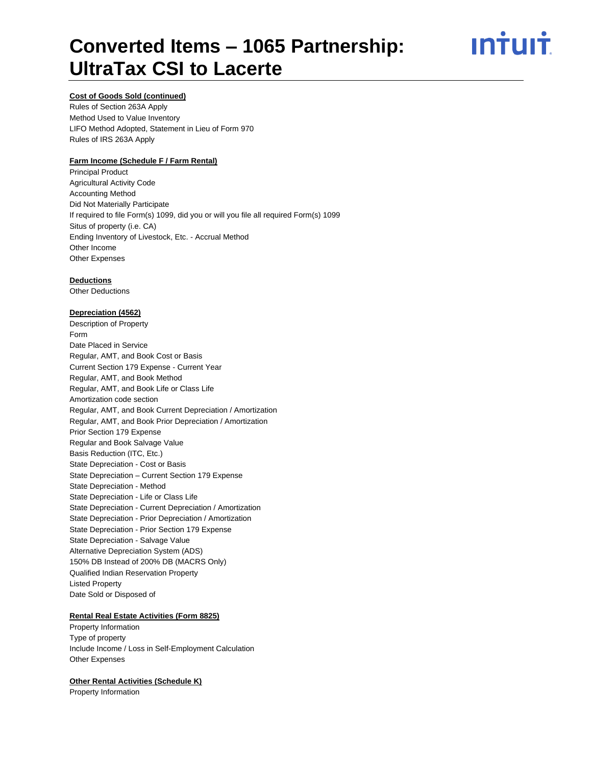# Converted Items – 1065 Partnership: UltraTax CSI to Lacerte

**Cost of Goods Sold (continued)**

Rules of Section 263A Apply
Method Used to Value Inventory
LIFO Method Adopted, Statement in Lieu of Form 970
Rules of IRS 263A Apply

**Farm Income (Schedule F / Farm Rental)**

Principal Product
Agricultural Activity Code
Accounting Method
Did Not Materially Participate
If required to file Form(s) 1099, did you or will you file all required Form(s) 1099
Situs of property (i.e. CA)
Ending Inventory of Livestock, Etc. - Accrual Method
Other Income
Other Expenses

**Deductions**

Other Deductions

**Depreciation (4562)**

Description of Property
Form
Date Placed in Service
Regular, AMT, and Book Cost or Basis
Current Section 179 Expense - Current Year
Regular, AMT, and Book Method
Regular, AMT, and Book Life or Class Life
Amortization code section
Regular, AMT, and Book Current Depreciation / Amortization
Regular, AMT, and Book Prior Depreciation / Amortization
Prior Section 179 Expense
Regular and Book Salvage Value
Basis Reduction (ITC, Etc.)
State Depreciation - Cost or Basis
State Depreciation – Current Section 179 Expense
State Depreciation - Method
State Depreciation - Life or Class Life
State Depreciation - Current Depreciation / Amortization
State Depreciation - Prior Depreciation / Amortization
State Depreciation - Prior Section 179 Expense
State Depreciation - Salvage Value
Alternative Depreciation System (ADS)
150% DB Instead of 200% DB (MACRS Only)
Qualified Indian Reservation Property
Listed Property
Date Sold or Disposed of

**Rental Real Estate Activities (Form 8825)**

Property Information
Type of property
Include Income / Loss in Self-Employment Calculation
Other Expenses

**Other Rental Activities (Schedule K)**

Property Information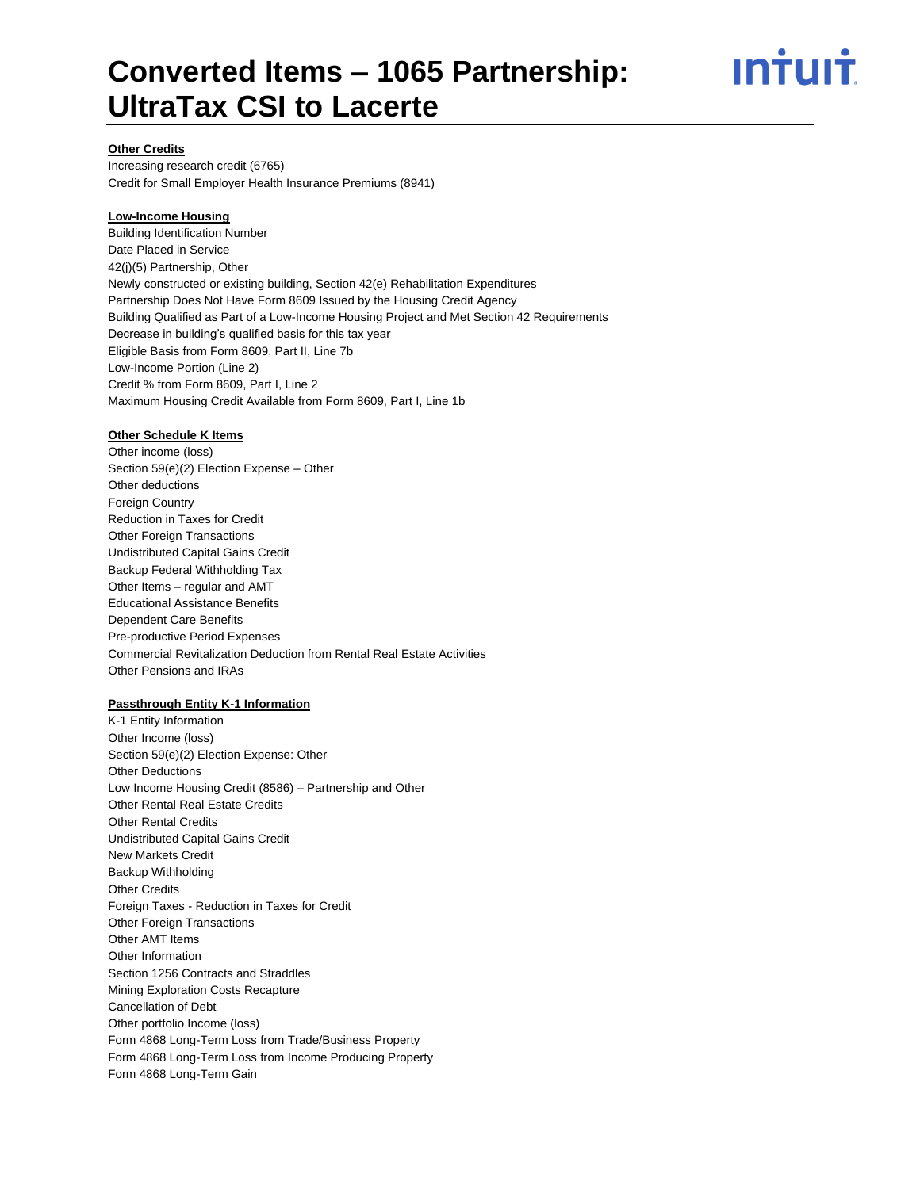# Converted Items – 1065 Partnership: UltraTax CSI to Lacerte

**Other Credits**

Increasing research credit (6765)
Credit for Small Employer Health Insurance Premiums (8941)

**Low-Income Housing**

Building Identification Number
Date Placed in Service
42(j)(5) Partnership, Other
Newly constructed or existing building, Section 42(e) Rehabilitation Expenditures
Partnership Does Not Have Form 8609 Issued by the Housing Credit Agency
Building Qualified as Part of a Low-Income Housing Project and Met Section 42 Requirements
Decrease in building's qualified basis for this tax year
Eligible Basis from Form 8609, Part II, Line 7b
Low-Income Portion (Line 2)
Credit % from Form 8609, Part I, Line 2
Maximum Housing Credit Available from Form 8609, Part I, Line 1b

**Other Schedule K Items**

Other income (loss)
Section 59(e)(2) Election Expense – Other
Other deductions
Foreign Country
Reduction in Taxes for Credit
Other Foreign Transactions
Undistributed Capital Gains Credit
Backup Federal Withholding Tax
Other Items – regular and AMT
Educational Assistance Benefits
Dependent Care Benefits
Pre-productive Period Expenses
Commercial Revitalization Deduction from Rental Real Estate Activities
Other Pensions and IRAs

**Passthrough Entity K-1 Information**

K-1 Entity Information
Other Income (loss)
Section 59(e)(2) Election Expense: Other
Other Deductions
Low Income Housing Credit (8586) – Partnership and Other
Other Rental Real Estate Credits
Other Rental Credits
Undistributed Capital Gains Credit
New Markets Credit
Backup Withholding
Other Credits
Foreign Taxes - Reduction in Taxes for Credit
Other Foreign Transactions
Other AMT Items
Other Information
Section 1256 Contracts and Straddles
Mining Exploration Costs Recapture
Cancellation of Debt
Other portfolio Income (loss)
Form 4868 Long-Term Loss from Trade/Business Property
Form 4868 Long-Term Loss from Income Producing Property
Form 4868 Long-Term Gain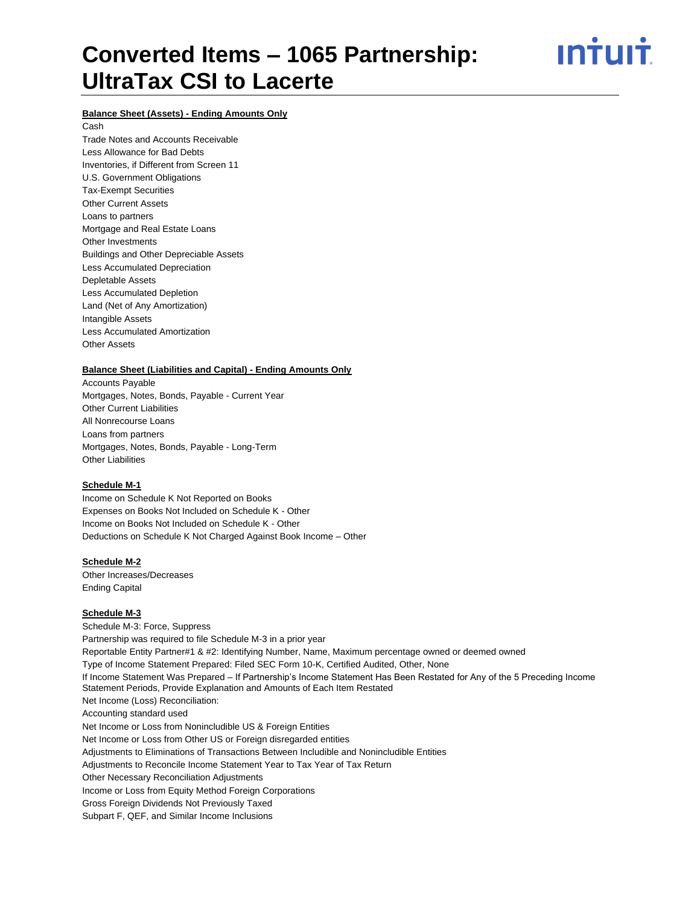# Converted Items – 1065 Partnership: UltraTax CSI to Lacerte

**Balance Sheet (Assets) - Ending Amounts Only**

Cash
Trade Notes and Accounts Receivable
Less Allowance for Bad Debts
Inventories, if Different from Screen 11
U.S. Government Obligations
Tax-Exempt Securities
Other Current Assets
Loans to partners
Mortgage and Real Estate Loans
Other Investments
Buildings and Other Depreciable Assets
Less Accumulated Depreciation
Depletable Assets
Less Accumulated Depletion
Land (Net of Any Amortization)
Intangible Assets
Less Accumulated Amortization
Other Assets

**Balance Sheet (Liabilities and Capital) - Ending Amounts Only**

Accounts Payable
Mortgages, Notes, Bonds, Payable - Current Year
Other Current Liabilities
All Nonrecourse Loans
Loans from partners
Mortgages, Notes, Bonds, Payable - Long-Term
Other Liabilities

**Schedule M-1**

Income on Schedule K Not Reported on Books
Expenses on Books Not Included on Schedule K - Other
Income on Books Not Included on Schedule K - Other
Deductions on Schedule K Not Charged Against Book Income – Other

**Schedule M-2**

Other Increases/Decreases
Ending Capital

**Schedule M-3**

Schedule M-3: Force, Suppress
Partnership was required to file Schedule M-3 in a prior year
Reportable Entity Partner#1 & #2: Identifying Number, Name, Maximum percentage owned or deemed owned
Type of Income Statement Prepared: Filed SEC Form 10-K, Certified Audited, Other, None
If Income Statement Was Prepared – If Partnership's Income Statement Has Been Restated for Any of the 5 Preceding Income Statement Periods, Provide Explanation and Amounts of Each Item Restated
Net Income (Loss) Reconciliation:
Accounting standard used
Net Income or Loss from Nonincludible US & Foreign Entities
Net Income or Loss from Other US or Foreign disregarded entities
Adjustments to Eliminations of Transactions Between Includible and Nonincludible Entities
Adjustments to Reconcile Income Statement Year to Tax Year of Tax Return
Other Necessary Reconciliation Adjustments
Income or Loss from Equity Method Foreign Corporations
Gross Foreign Dividends Not Previously Taxed
Subpart F, QEF, and Similar Income Inclusions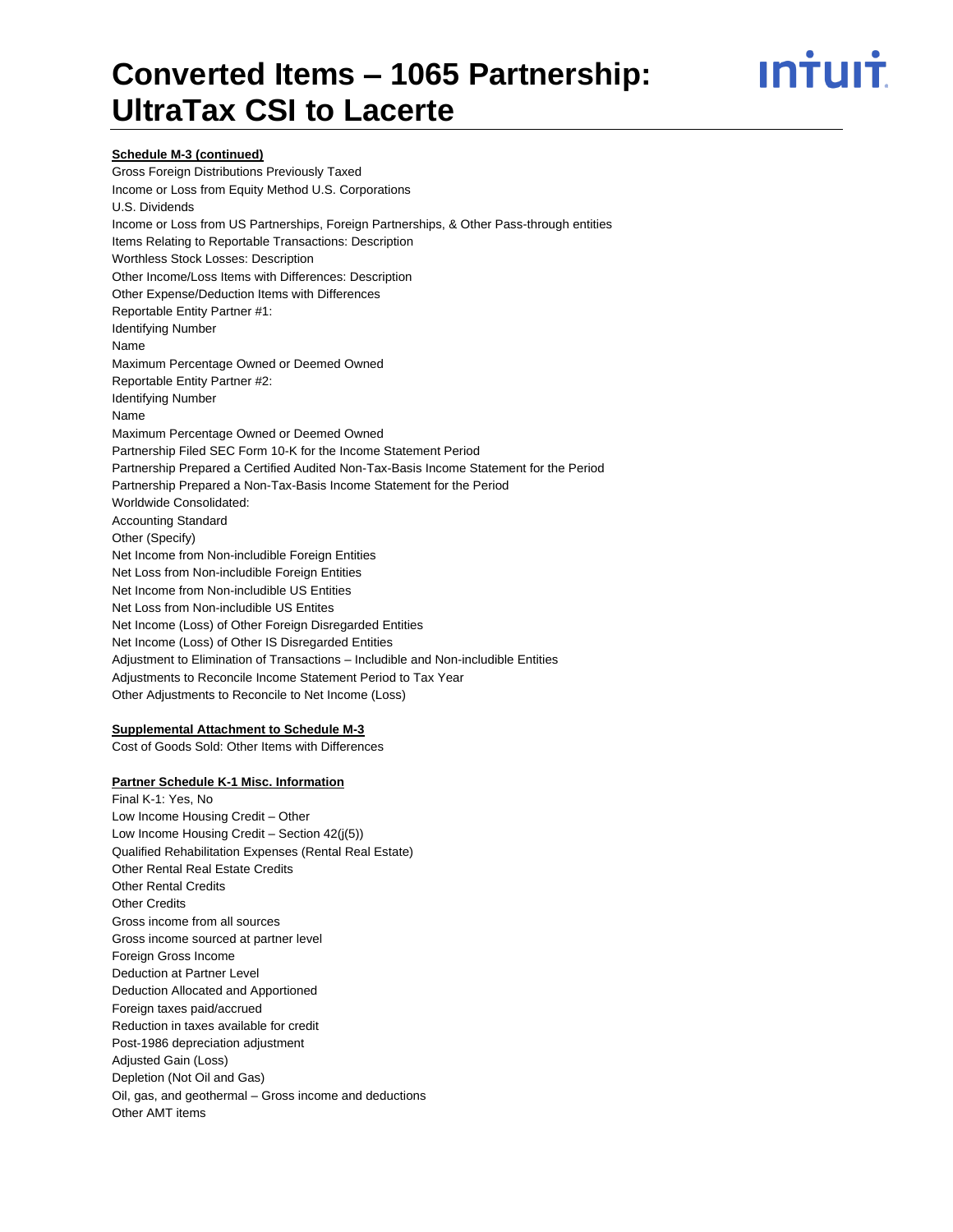# Converted Items – 1065 Partnership: UltraTax CSI to Lacerte

**Schedule M-3 (continued)**

Gross Foreign Distributions Previously Taxed
Income or Loss from Equity Method U.S. Corporations
U.S. Dividends
Income or Loss from US Partnerships, Foreign Partnerships, & Other Pass-through entities
Items Relating to Reportable Transactions: Description
Worthless Stock Losses: Description
Other Income/Loss Items with Differences: Description
Other Expense/Deduction Items with Differences
Reportable Entity Partner #1:
Identifying Number
Name
Maximum Percentage Owned or Deemed Owned
Reportable Entity Partner #2:
Identifying Number
Name
Maximum Percentage Owned or Deemed Owned
Partnership Filed SEC Form 10-K for the Income Statement Period
Partnership Prepared a Certified Audited Non-Tax-Basis Income Statement for the Period
Partnership Prepared a Non-Tax-Basis Income Statement for the Period
Worldwide Consolidated:
Accounting Standard
Other (Specify)
Net Income from Non-includible Foreign Entities
Net Loss from Non-includible Foreign Entities
Net Income from Non-includible US Entities
Net Loss from Non-includible US Entites
Net Income (Loss) of Other Foreign Disregarded Entities
Net Income (Loss) of Other IS Disregarded Entities
Adjustment to Elimination of Transactions – Includible and Non-includible Entities
Adjustments to Reconcile Income Statement Period to Tax Year
Other Adjustments to Reconcile to Net Income (Loss)

**Supplemental Attachment to Schedule M-3**

Cost of Goods Sold: Other Items with Differences

**Partner Schedule K-1 Misc. Information**

Final K-1: Yes, No
Low Income Housing Credit – Other
Low Income Housing Credit – Section 42(j(5))
Qualified Rehabilitation Expenses (Rental Real Estate)
Other Rental Real Estate Credits
Other Rental Credits
Other Credits
Gross income from all sources
Gross income sourced at partner level
Foreign Gross Income
Deduction at Partner Level
Deduction Allocated and Apportioned
Foreign taxes paid/accrued
Reduction in taxes available for credit
Post-1986 depreciation adjustment
Adjusted Gain (Loss)
Depletion (Not Oil and Gas)
Oil, gas, and geothermal – Gross income and deductions
Other AMT items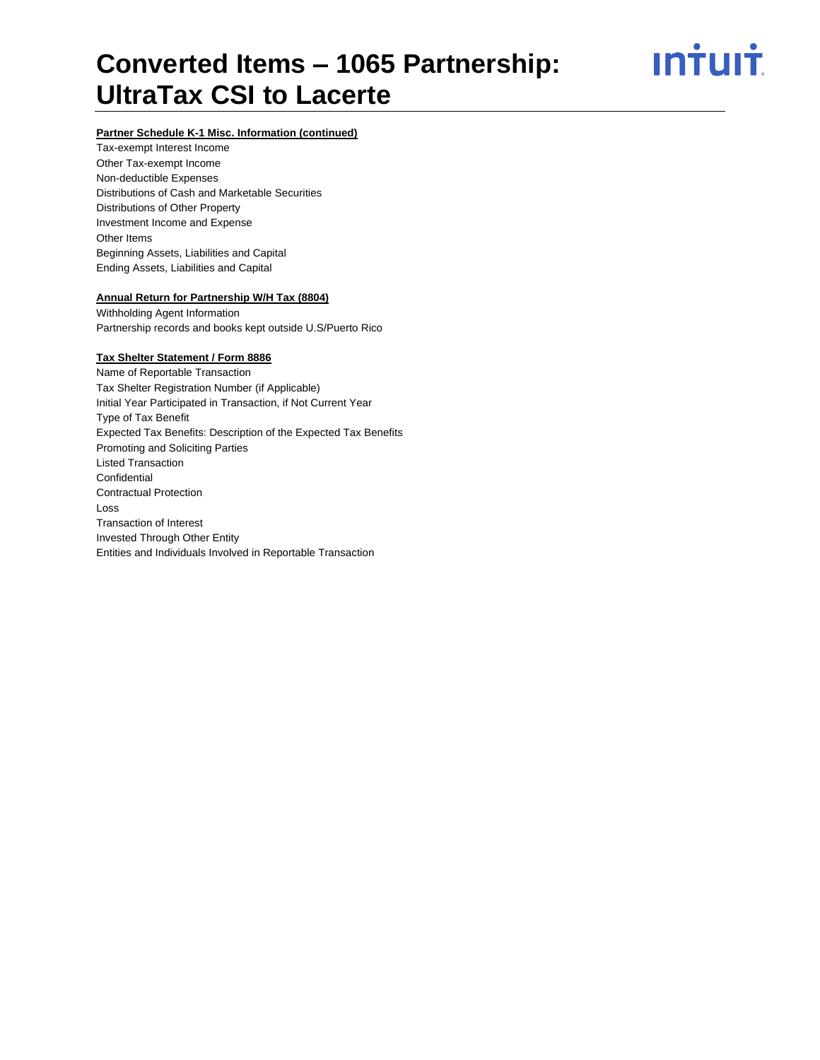# Converted Items – 1065 Partnership: UltraTax CSI to Lacerte

**Partner Schedule K-1 Misc. Information (continued)**

Tax-exempt Interest Income
Other Tax-exempt Income
Non-deductible Expenses
Distributions of Cash and Marketable Securities
Distributions of Other Property
Investment Income and Expense
Other Items
Beginning Assets, Liabilities and Capital
Ending Assets, Liabilities and Capital

**Annual Return for Partnership W/H Tax (8804)**

Withholding Agent Information
Partnership records and books kept outside U.S/Puerto Rico

**Tax Shelter Statement / Form 8886**

Name of Reportable Transaction
Tax Shelter Registration Number (if Applicable)
Initial Year Participated in Transaction, if Not Current Year
Type of Tax Benefit
Expected Tax Benefits: Description of the Expected Tax Benefits
Promoting and Soliciting Parties
Listed Transaction
Confidential
Contractual Protection
Loss
Transaction of Interest
Invested Through Other Entity
Entities and Individuals Involved in Reportable Transaction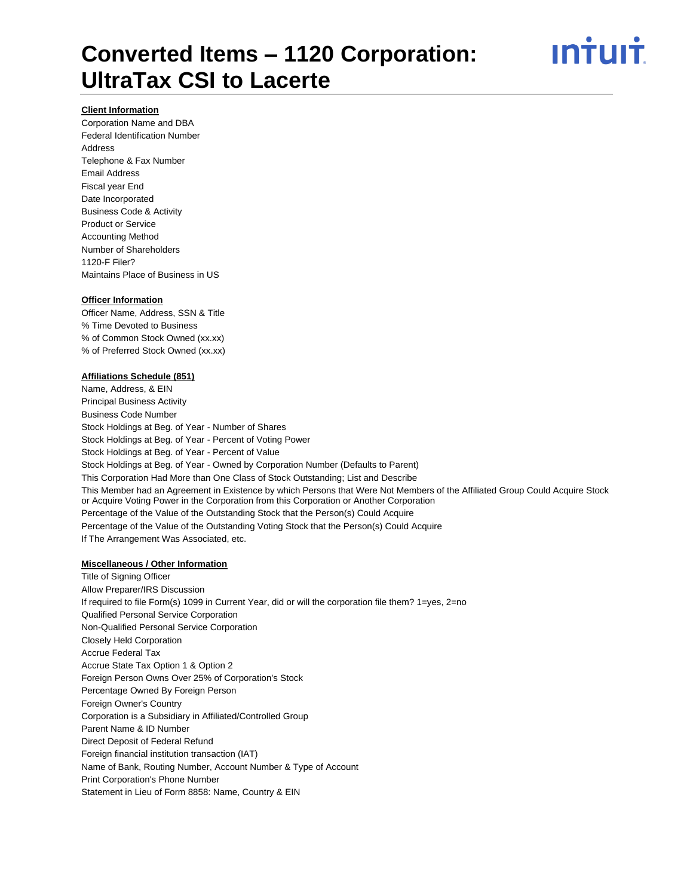# Converted Items – 1120 Corporation: UltraTax CSI to Lacerte

**Client Information**

Corporation Name and DBA
Federal Identification Number
Address
Telephone & Fax Number
Email Address
Fiscal year End
Date Incorporated
Business Code & Activity
Product or Service
Accounting Method
Number of Shareholders
1120-F Filer?
Maintains Place of Business in US

**Officer Information**

Officer Name, Address, SSN & Title
% Time Devoted to Business
% of Common Stock Owned (xx.xx)
% of Preferred Stock Owned (xx.xx)

**Affiliations Schedule (851)**

Name, Address, & EIN
Principal Business Activity
Business Code Number
Stock Holdings at Beg. of Year - Number of Shares
Stock Holdings at Beg. of Year - Percent of Voting Power
Stock Holdings at Beg. of Year - Percent of Value
Stock Holdings at Beg. of Year - Owned by Corporation Number (Defaults to Parent)
This Corporation Had More than One Class of Stock Outstanding; List and Describe
This Member had an Agreement in Existence by which Persons that Were Not Members of the Affiliated Group Could Acquire Stock or Acquire Voting Power in the Corporation from this Corporation or Another Corporation
Percentage of the Value of the Outstanding Stock that the Person(s) Could Acquire
Percentage of the Value of the Outstanding Voting Stock that the Person(s) Could Acquire
If The Arrangement Was Associated, etc.

**Miscellaneous / Other Information**

Title of Signing Officer
Allow Preparer/IRS Discussion
If required to file Form(s) 1099 in Current Year, did or will the corporation file them? 1=yes, 2=no
Qualified Personal Service Corporation
Non-Qualified Personal Service Corporation
Closely Held Corporation
Accrue Federal Tax
Accrue State Tax Option 1 & Option 2
Foreign Person Owns Over 25% of Corporation's Stock
Percentage Owned By Foreign Person
Foreign Owner's Country
Corporation is a Subsidiary in Affiliated/Controlled Group
Parent Name & ID Number
Direct Deposit of Federal Refund
Foreign financial institution transaction (IAT)
Name of Bank, Routing Number, Account Number & Type of Account
Print Corporation's Phone Number
Statement in Lieu of Form 8858: Name, Country & EIN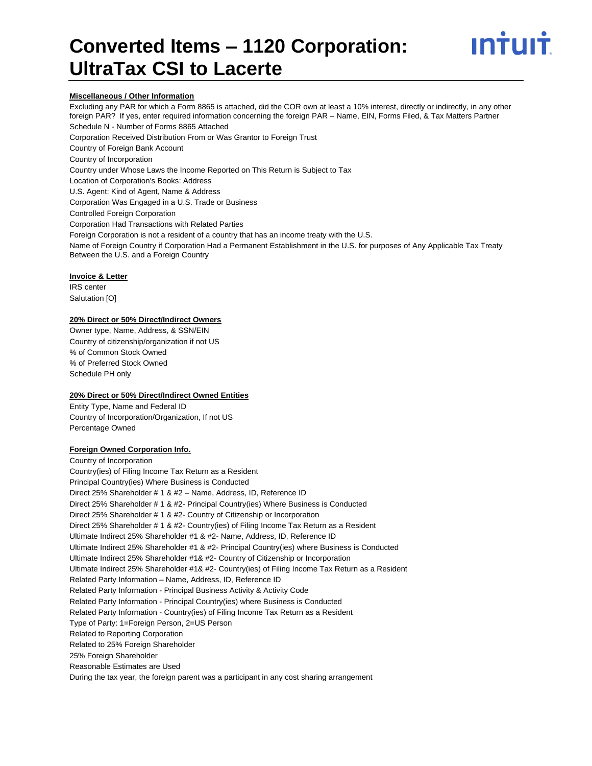# Converted Items – 1120 Corporation: UltraTax CSI to Lacerte

**Miscellaneous / Other Information**

Excluding any PAR for which a Form 8865 is attached, did the COR own at least a 10% interest, directly or indirectly, in any other foreign PAR? If yes, enter required information concerning the foreign PAR – Name, EIN, Forms Filed, & Tax Matters Partner
Schedule N - Number of Forms 8865 Attached
Corporation Received Distribution From or Was Grantor to Foreign Trust
Country of Foreign Bank Account
Country of Incorporation
Country under Whose Laws the Income Reported on This Return is Subject to Tax
Location of Corporation's Books: Address
U.S. Agent: Kind of Agent, Name & Address
Corporation Was Engaged in a U.S. Trade or Business
Controlled Foreign Corporation
Corporation Had Transactions with Related Parties
Foreign Corporation is not a resident of a country that has an income treaty with the U.S.
Name of Foreign Country if Corporation Had a Permanent Establishment in the U.S. for purposes of Any Applicable Tax Treaty Between the U.S. and a Foreign Country

**Invoice & Letter**

IRS center
Salutation [O]

**20% Direct or 50% Direct/Indirect Owners**

Owner type, Name, Address, & SSN/EIN
Country of citizenship/organization if not US
% of Common Stock Owned
% of Preferred Stock Owned
Schedule PH only

**20% Direct or 50% Direct/Indirect Owned Entities**

Entity Type, Name and Federal ID
Country of Incorporation/Organization, If not US
Percentage Owned

**Foreign Owned Corporation Info.**

Country of Incorporation
Country(ies) of Filing Income Tax Return as a Resident
Principal Country(ies) Where Business is Conducted
Direct 25% Shareholder # 1 & #2 – Name, Address, ID, Reference ID
Direct 25% Shareholder # 1 & #2- Principal Country(ies) Where Business is Conducted
Direct 25% Shareholder # 1 & #2- Country of Citizenship or Incorporation
Direct 25% Shareholder # 1 & #2- Country(ies) of Filing Income Tax Return as a Resident
Ultimate Indirect 25% Shareholder #1 & #2- Name, Address, ID, Reference ID
Ultimate Indirect 25% Shareholder #1 & #2- Principal Country(ies) where Business is Conducted
Ultimate Indirect 25% Shareholder #1& #2- Country of Citizenship or Incorporation
Ultimate Indirect 25% Shareholder #1& #2- Country(ies) of Filing Income Tax Return as a Resident
Related Party Information – Name, Address, ID, Reference ID
Related Party Information - Principal Business Activity & Activity Code
Related Party Information - Principal Country(ies) where Business is Conducted
Related Party Information - Country(ies) of Filing Income Tax Return as a Resident
Type of Party: 1=Foreign Person, 2=US Person
Related to Reporting Corporation
Related to 25% Foreign Shareholder
25% Foreign Shareholder
Reasonable Estimates are Used
During the tax year, the foreign parent was a participant in any cost sharing arrangement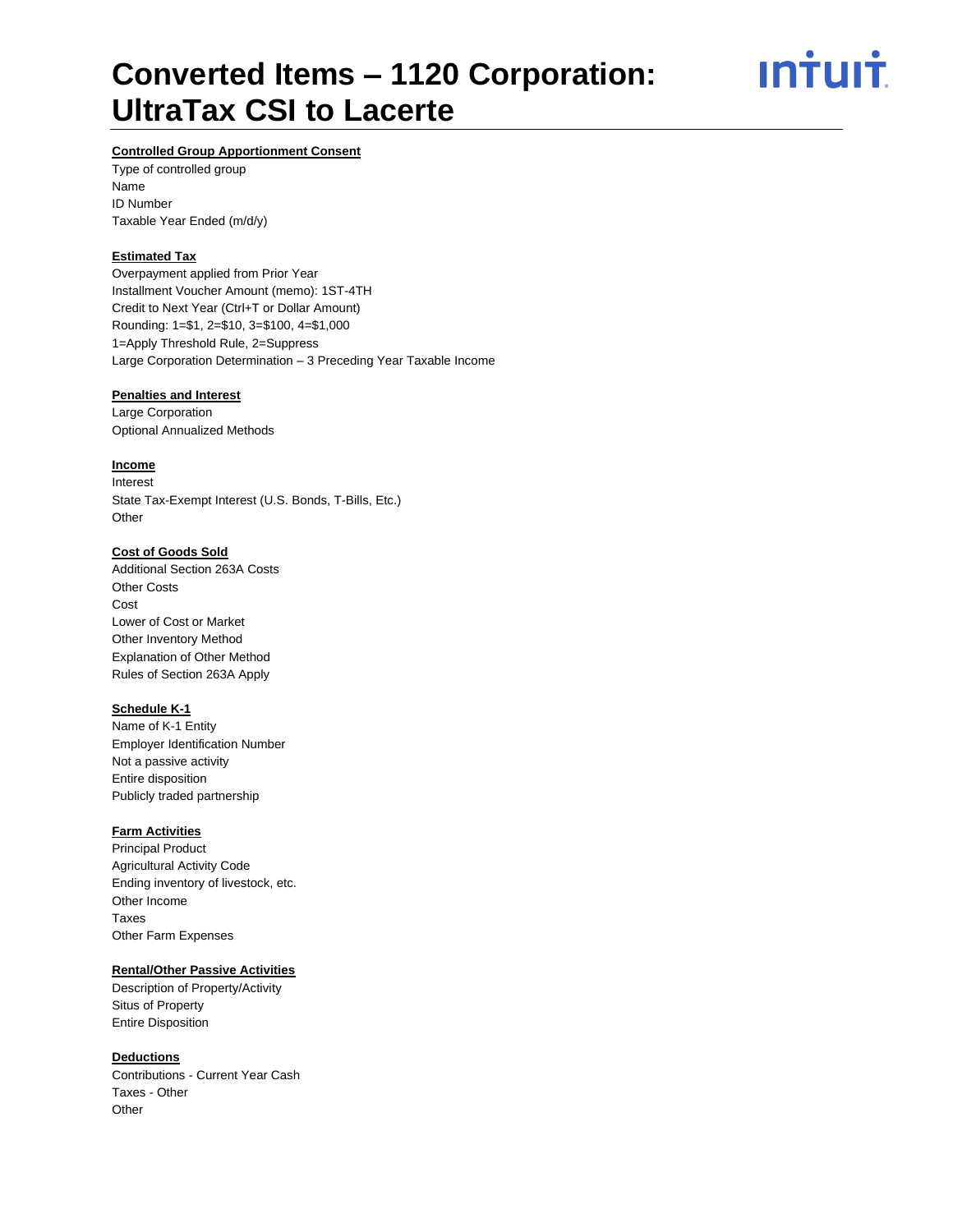# Converted Items – 1120 Corporation: UltraTax CSI to Lacerte

**Controlled Group Apportionment Consent**

Type of controlled group
Name
ID Number
Taxable Year Ended (m/d/y)

**Estimated Tax**

Overpayment applied from Prior Year
Installment Voucher Amount (memo): 1ST-4TH
Credit to Next Year (Ctrl+T or Dollar Amount)
Rounding: 1=$1, 2=$10, 3=$100, 4=$1,000
1=Apply Threshold Rule, 2=Suppress
Large Corporation Determination – 3 Preceding Year Taxable Income

**Penalties and Interest**

Large Corporation
Optional Annualized Methods

**Income**

Interest
State Tax-Exempt Interest (U.S. Bonds, T-Bills, Etc.)
Other

**Cost of Goods Sold**

Additional Section 263A Costs
Other Costs
Cost
Lower of Cost or Market
Other Inventory Method
Explanation of Other Method
Rules of Section 263A Apply

**Schedule K-1**

Name of K-1 Entity
Employer Identification Number
Not a passive activity
Entire disposition
Publicly traded partnership

**Farm Activities**

Principal Product
Agricultural Activity Code
Ending inventory of livestock, etc.
Other Income
Taxes
Other Farm Expenses

**Rental/Other Passive Activities**

Description of Property/Activity
Situs of Property
Entire Disposition

**Deductions**

Contributions - Current Year Cash
Taxes - Other
Other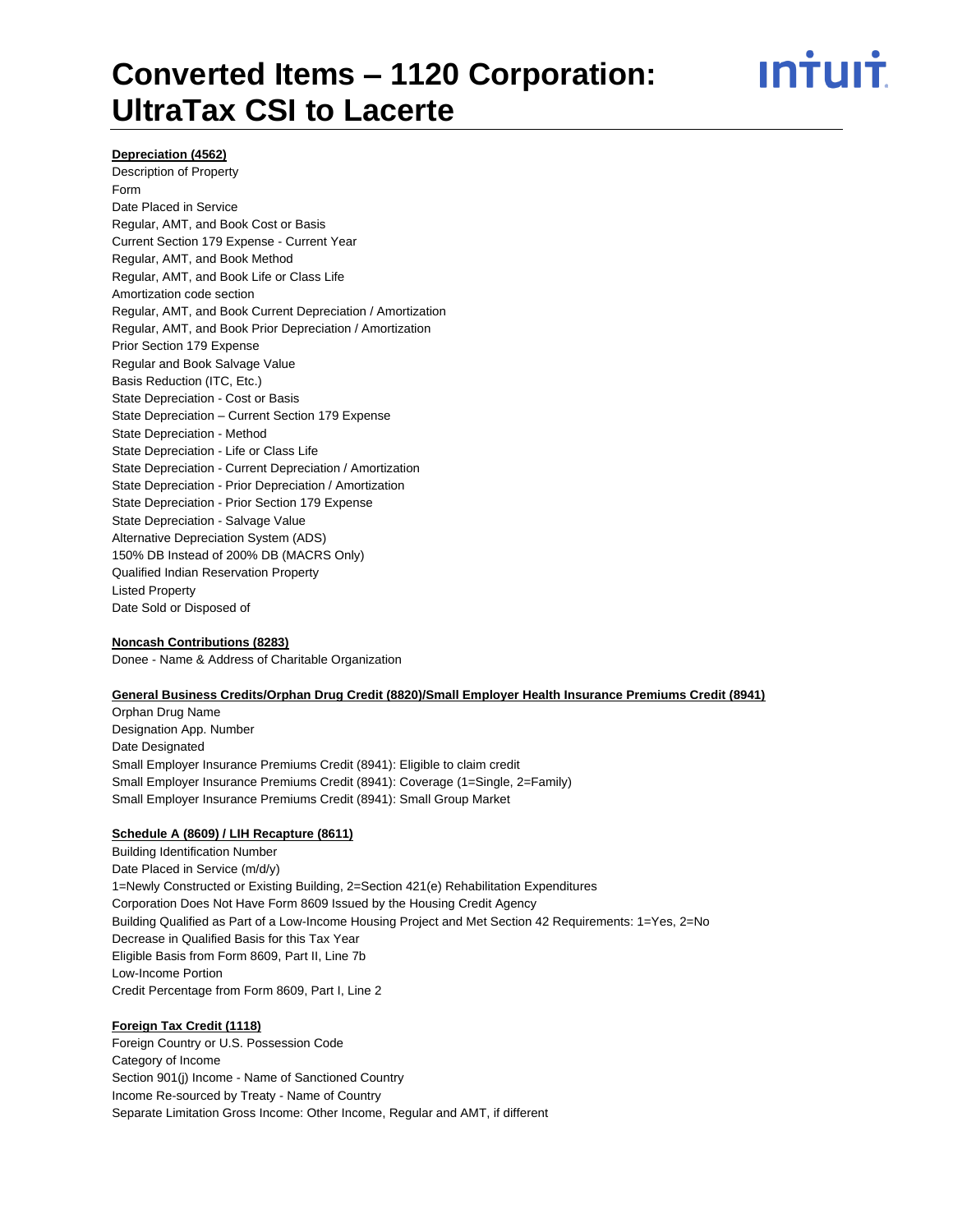# Converted Items – 1120 Corporation: UltraTax CSI to Lacerte

**Depreciation (4562)**

Description of Property
Form
Date Placed in Service
Regular, AMT, and Book Cost or Basis
Current Section 179 Expense - Current Year
Regular, AMT, and Book Method
Regular, AMT, and Book Life or Class Life
Amortization code section
Regular, AMT, and Book Current Depreciation / Amortization
Regular, AMT, and Book Prior Depreciation / Amortization
Prior Section 179 Expense
Regular and Book Salvage Value
Basis Reduction (ITC, Etc.)
State Depreciation - Cost or Basis
State Depreciation – Current Section 179 Expense
State Depreciation - Method
State Depreciation - Life or Class Life
State Depreciation - Current Depreciation / Amortization
State Depreciation - Prior Depreciation / Amortization
State Depreciation - Prior Section 179 Expense
State Depreciation - Salvage Value
Alternative Depreciation System (ADS)
150% DB Instead of 200% DB (MACRS Only)
Qualified Indian Reservation Property
Listed Property
Date Sold or Disposed of

**Noncash Contributions (8283)**

Donee - Name & Address of Charitable Organization

**General Business Credits/Orphan Drug Credit (8820)/Small Employer Health Insurance Premiums Credit (8941)**

Orphan Drug Name
Designation App. Number
Date Designated
Small Employer Insurance Premiums Credit (8941): Eligible to claim credit
Small Employer Insurance Premiums Credit (8941): Coverage (1=Single, 2=Family)
Small Employer Insurance Premiums Credit (8941): Small Group Market

**Schedule A (8609) / LIH Recapture (8611)**

Building Identification Number
Date Placed in Service (m/d/y)
1=Newly Constructed or Existing Building, 2=Section 421(e) Rehabilitation Expenditures
Corporation Does Not Have Form 8609 Issued by the Housing Credit Agency
Building Qualified as Part of a Low-Income Housing Project and Met Section 42 Requirements: 1=Yes, 2=No
Decrease in Qualified Basis for this Tax Year
Eligible Basis from Form 8609, Part II, Line 7b
Low-Income Portion
Credit Percentage from Form 8609, Part I, Line 2

**Foreign Tax Credit (1118)**

Foreign Country or U.S. Possession Code
Category of Income
Section 901(j) Income - Name of Sanctioned Country
Income Re-sourced by Treaty - Name of Country
Separate Limitation Gross Income: Other Income, Regular and AMT, if different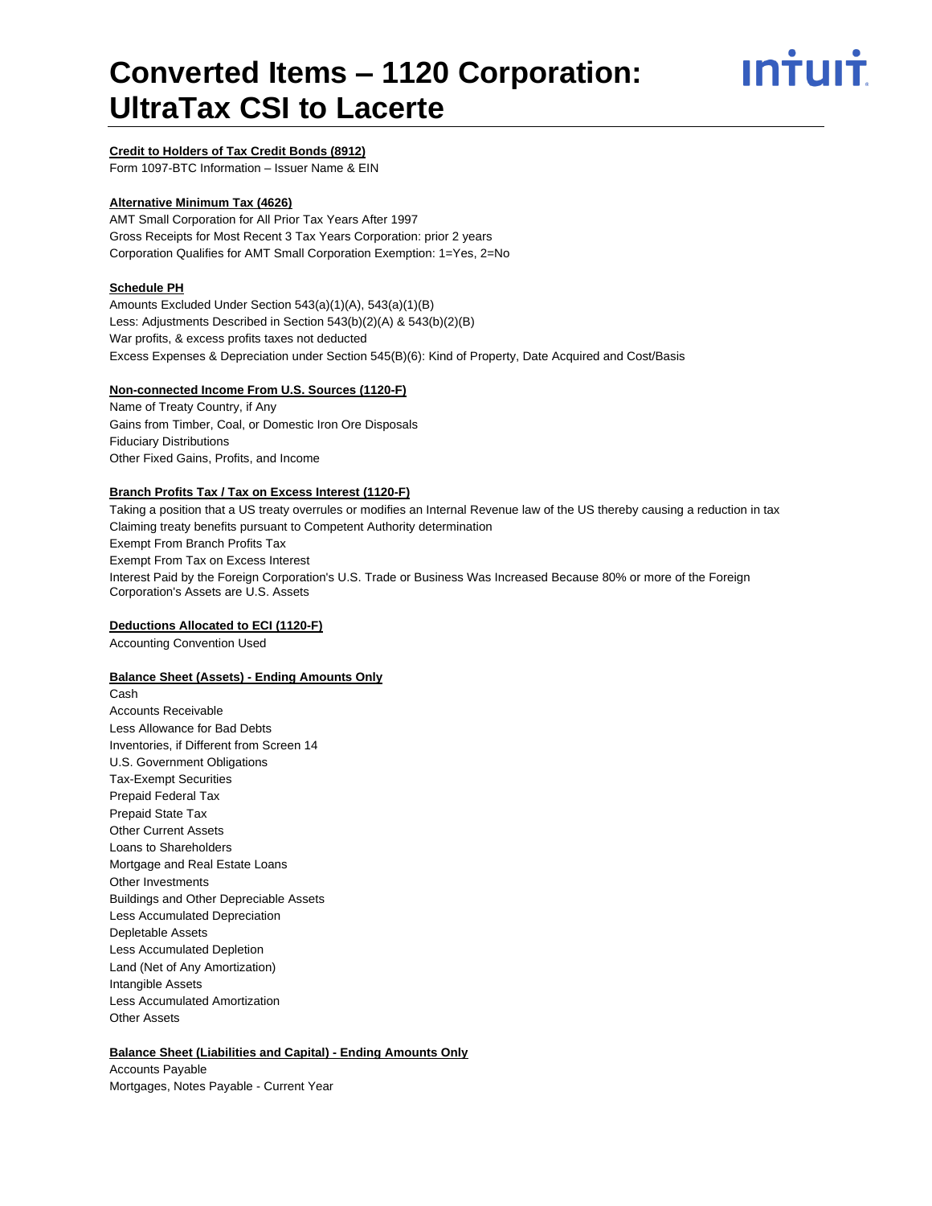# Converted Items – 1120 Corporation: UltraTax CSI to Lacerte

**Credit to Holders of Tax Credit Bonds (8912)**

Form 1097-BTC Information – Issuer Name & EIN

**Alternative Minimum Tax (4626)**

AMT Small Corporation for All Prior Tax Years After 1997
Gross Receipts for Most Recent 3 Tax Years Corporation: prior 2 years
Corporation Qualifies for AMT Small Corporation Exemption: 1=Yes, 2=No

**Schedule PH**

Amounts Excluded Under Section 543(a)(1)(A), 543(a)(1)(B)
Less: Adjustments Described in Section 543(b)(2)(A) & 543(b)(2)(B)
War profits, & excess profits taxes not deducted
Excess Expenses & Depreciation under Section 545(B)(6): Kind of Property, Date Acquired and Cost/Basis

**Non-connected Income From U.S. Sources (1120-F)**

Name of Treaty Country, if Any
Gains from Timber, Coal, or Domestic Iron Ore Disposals
Fiduciary Distributions
Other Fixed Gains, Profits, and Income

**Branch Profits Tax / Tax on Excess Interest (1120-F)**

Taking a position that a US treaty overrules or modifies an Internal Revenue law of the US thereby causing a reduction in tax
Claiming treaty benefits pursuant to Competent Authority determination
Exempt From Branch Profits Tax
Exempt From Tax on Excess Interest
Interest Paid by the Foreign Corporation's U.S. Trade or Business Was Increased Because 80% or more of the Foreign Corporation's Assets are U.S. Assets

**Deductions Allocated to ECI (1120-F)**

Accounting Convention Used

**Balance Sheet (Assets) - Ending Amounts Only**

Cash
Accounts Receivable
Less Allowance for Bad Debts
Inventories, if Different from Screen 14
U.S. Government Obligations
Tax-Exempt Securities
Prepaid Federal Tax
Prepaid State Tax
Other Current Assets
Loans to Shareholders
Mortgage and Real Estate Loans
Other Investments
Buildings and Other Depreciable Assets
Less Accumulated Depreciation
Depletable Assets
Less Accumulated Depletion
Land (Net of Any Amortization)
Intangible Assets
Less Accumulated Amortization
Other Assets

**Balance Sheet (Liabilities and Capital) - Ending Amounts Only**

Accounts Payable
Mortgages, Notes Payable - Current Year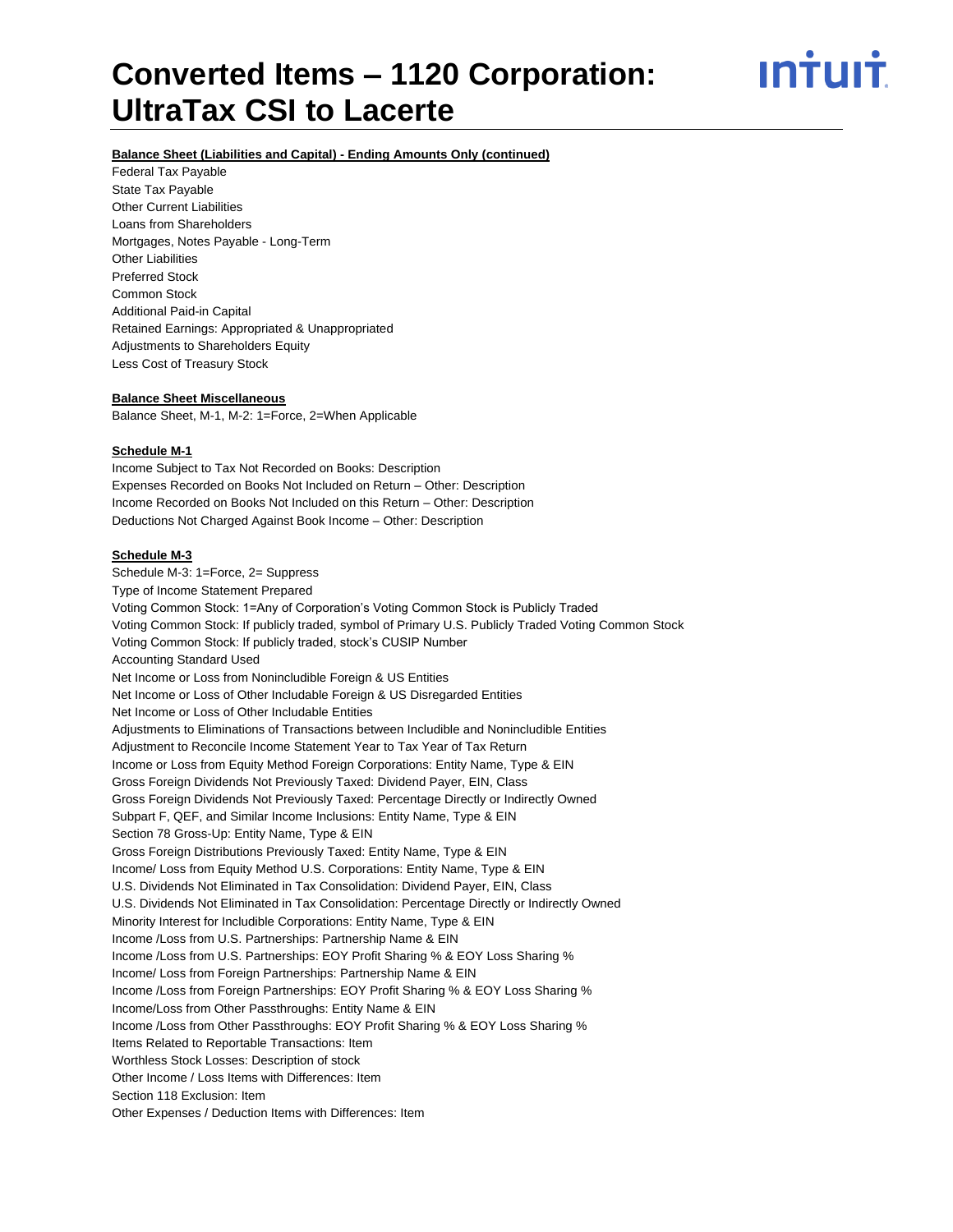# Converted Items – 1120 Corporation: UltraTax CSI to Lacerte

**Balance Sheet (Liabilities and Capital) - Ending Amounts Only (continued)**

Federal Tax Payable
State Tax Payable
Other Current Liabilities
Loans from Shareholders
Mortgages, Notes Payable - Long-Term
Other Liabilities
Preferred Stock
Common Stock
Additional Paid-in Capital
Retained Earnings: Appropriated & Unappropriated
Adjustments to Shareholders Equity
Less Cost of Treasury Stock

**Balance Sheet Miscellaneous**

Balance Sheet, M-1, M-2: 1=Force, 2=When Applicable

**Schedule M-1**

Income Subject to Tax Not Recorded on Books: Description
Expenses Recorded on Books Not Included on Return – Other: Description
Income Recorded on Books Not Included on this Return – Other: Description
Deductions Not Charged Against Book Income – Other: Description

**Schedule M-3**

Schedule M-3: 1=Force, 2= Suppress
Type of Income Statement Prepared
Voting Common Stock: 1=Any of Corporation's Voting Common Stock is Publicly Traded
Voting Common Stock: If publicly traded, symbol of Primary U.S. Publicly Traded Voting Common Stock
Voting Common Stock: If publicly traded, stock's CUSIP Number
Accounting Standard Used
Net Income or Loss from Nonincludible Foreign & US Entities
Net Income or Loss of Other Includable Foreign & US Disregarded Entities
Net Income or Loss of Other Includable Entities
Adjustments to Eliminations of Transactions between Includible and Nonincludible Entities
Adjustment to Reconcile Income Statement Year to Tax Year of Tax Return
Income or Loss from Equity Method Foreign Corporations: Entity Name, Type & EIN
Gross Foreign Dividends Not Previously Taxed: Dividend Payer, EIN, Class
Gross Foreign Dividends Not Previously Taxed: Percentage Directly or Indirectly Owned
Subpart F, QEF, and Similar Income Inclusions: Entity Name, Type & EIN
Section 78 Gross-Up: Entity Name, Type & EIN
Gross Foreign Distributions Previously Taxed: Entity Name, Type & EIN
Income/ Loss from Equity Method U.S. Corporations: Entity Name, Type & EIN
U.S. Dividends Not Eliminated in Tax Consolidation: Dividend Payer, EIN, Class
U.S. Dividends Not Eliminated in Tax Consolidation: Percentage Directly or Indirectly Owned
Minority Interest for Includible Corporations: Entity Name, Type & EIN
Income /Loss from U.S. Partnerships: Partnership Name & EIN
Income /Loss from U.S. Partnerships: EOY Profit Sharing % & EOY Loss Sharing %
Income/ Loss from Foreign Partnerships: Partnership Name & EIN
Income /Loss from Foreign Partnerships: EOY Profit Sharing % & EOY Loss Sharing %
Income/Loss from Other Passthroughs: Entity Name & EIN
Income /Loss from Other Passthroughs: EOY Profit Sharing % & EOY Loss Sharing %
Items Related to Reportable Transactions: Item
Worthless Stock Losses: Description of stock
Other Income / Loss Items with Differences: Item
Section 118 Exclusion: Item
Other Expenses / Deduction Items with Differences: Item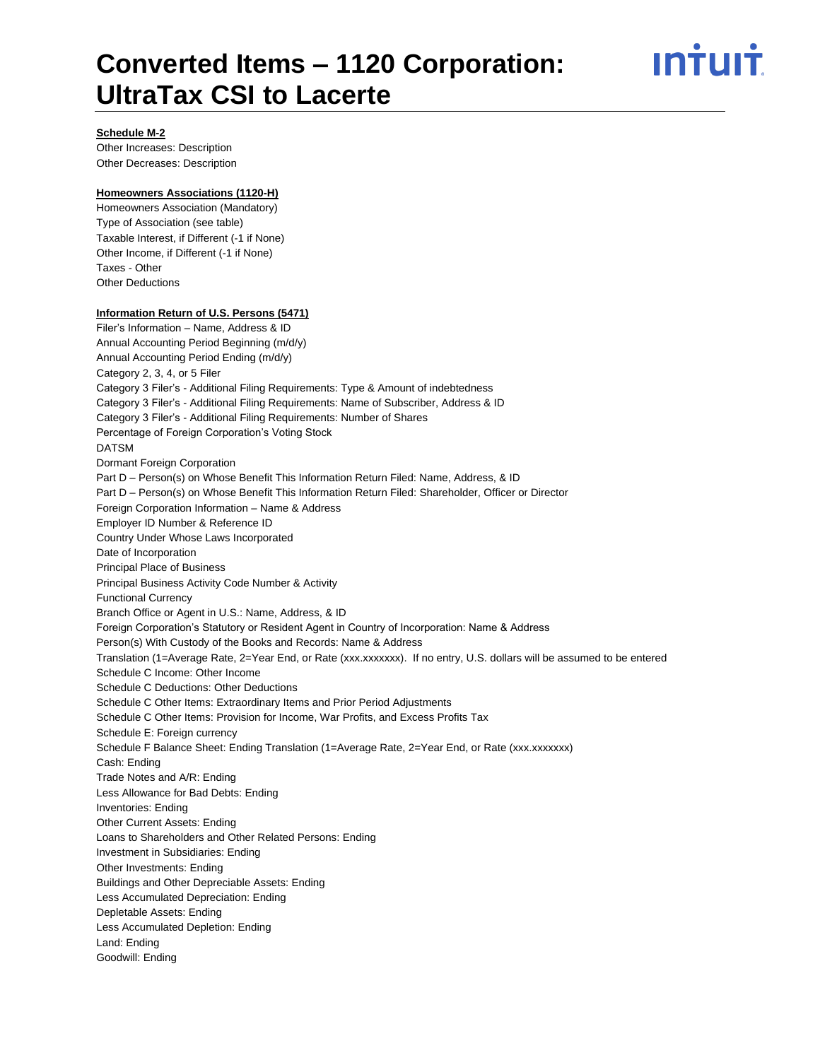**Schedule M-2**

Other Increases: Description
Other Decreases: Description

**Homeowners Associations (1120-H)**

Homeowners Association (Mandatory)
Type of Association (see table)
Taxable Interest, if Different (-1 if None)
Other Income, if Different (-1 if None)
Taxes - Other
Other Deductions

**Information Return of U.S. Persons (5471)**

Filer's Information – Name, Address & ID
Annual Accounting Period Beginning (m/d/y)
Annual Accounting Period Ending (m/d/y)
Category 2, 3, 4, or 5 Filer
Category 3 Filer's - Additional Filing Requirements: Type & Amount of indebtedness
Category 3 Filer's - Additional Filing Requirements: Name of Subscriber, Address & ID
Category 3 Filer's - Additional Filing Requirements: Number of Shares
Percentage of Foreign Corporation's Voting Stock
DATSM
Dormant Foreign Corporation
Part D – Person(s) on Whose Benefit This Information Return Filed: Name, Address, & ID
Part D – Person(s) on Whose Benefit This Information Return Filed: Shareholder, Officer or Director
Foreign Corporation Information – Name & Address
Employer ID Number & Reference ID
Country Under Whose Laws Incorporated
Date of Incorporation
Principal Place of Business
Principal Business Activity Code Number & Activity
Functional Currency
Branch Office or Agent in U.S.: Name, Address, & ID
Foreign Corporation's Statutory or Resident Agent in Country of Incorporation: Name & Address
Person(s) With Custody of the Books and Records: Name & Address
Translation (1=Average Rate, 2=Year End, or Rate (xxx.xxxxxxx). If no entry, U.S. dollars will be assumed to be entered
Schedule C Income: Other Income
Schedule C Deductions: Other Deductions
Schedule C Other Items: Extraordinary Items and Prior Period Adjustments
Schedule C Other Items: Provision for Income, War Profits, and Excess Profits Tax
Schedule E: Foreign currency
Schedule F Balance Sheet: Ending Translation (1=Average Rate, 2=Year End, or Rate (xxx.xxxxxxx)
Cash: Ending
Trade Notes and A/R: Ending
Less Allowance for Bad Debts: Ending
Inventories: Ending
Other Current Assets: Ending
Loans to Shareholders and Other Related Persons: Ending
Investment in Subsidiaries: Ending
Other Investments: Ending
Buildings and Other Depreciable Assets: Ending
Less Accumulated Depreciation: Ending
Depletable Assets: Ending
Less Accumulated Depletion: Ending
Land: Ending
Goodwill: Ending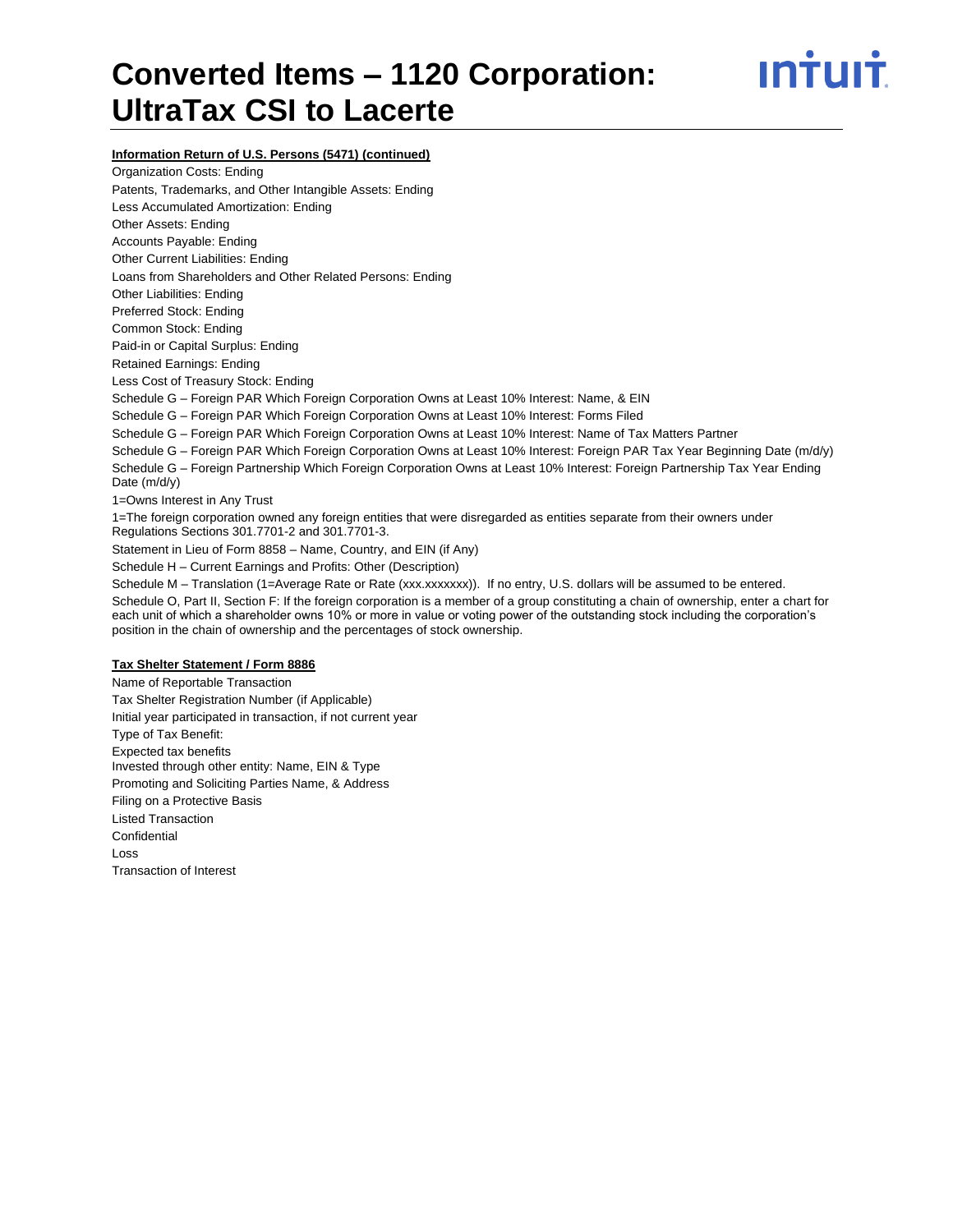# Converted Items – 1120 Corporation: UltraTax CSI to Lacerte

**Information Return of U.S. Persons (5471) (continued)**

Organization Costs: Ending

Patents, Trademarks, and Other Intangible Assets: Ending

Less Accumulated Amortization: Ending

Other Assets: Ending

Accounts Payable: Ending

Other Current Liabilities: Ending

Loans from Shareholders and Other Related Persons: Ending

Other Liabilities: Ending

Preferred Stock: Ending

Common Stock: Ending

Paid-in or Capital Surplus: Ending

Retained Earnings: Ending

Less Cost of Treasury Stock: Ending

Schedule G – Foreign PAR Which Foreign Corporation Owns at Least 10% Interest: Name, & EIN

Schedule G – Foreign PAR Which Foreign Corporation Owns at Least 10% Interest: Forms Filed

Schedule G – Foreign PAR Which Foreign Corporation Owns at Least 10% Interest: Name of Tax Matters Partner

Schedule G – Foreign PAR Which Foreign Corporation Owns at Least 10% Interest: Foreign PAR Tax Year Beginning Date (m/d/y)

Schedule G – Foreign Partnership Which Foreign Corporation Owns at Least 10% Interest: Foreign Partnership Tax Year Ending Date (m/d/y)

1=Owns Interest in Any Trust

1=The foreign corporation owned any foreign entities that were disregarded as entities separate from their owners under Regulations Sections 301.7701-2 and 301.7701-3.

Statement in Lieu of Form 8858 – Name, Country, and EIN (if Any)

Schedule H – Current Earnings and Profits: Other (Description)

Schedule M – Translation (1=Average Rate or Rate (xxx.xxxxxxx)). If no entry, U.S. dollars will be assumed to be entered.

Schedule O, Part II, Section F: If the foreign corporation is a member of a group constituting a chain of ownership, enter a chart for each unit of which a shareholder owns 10% or more in value or voting power of the outstanding stock including the corporation's position in the chain of ownership and the percentages of stock ownership.

**Tax Shelter Statement / Form 8886**

Name of Reportable Transaction

Tax Shelter Registration Number (if Applicable)

Initial year participated in transaction, if not current year

Type of Tax Benefit:

Expected tax benefits

Invested through other entity: Name, EIN & Type

Promoting and Soliciting Parties Name, & Address

Filing on a Protective Basis

Listed Transaction

Confidential

Loss

Transaction of Interest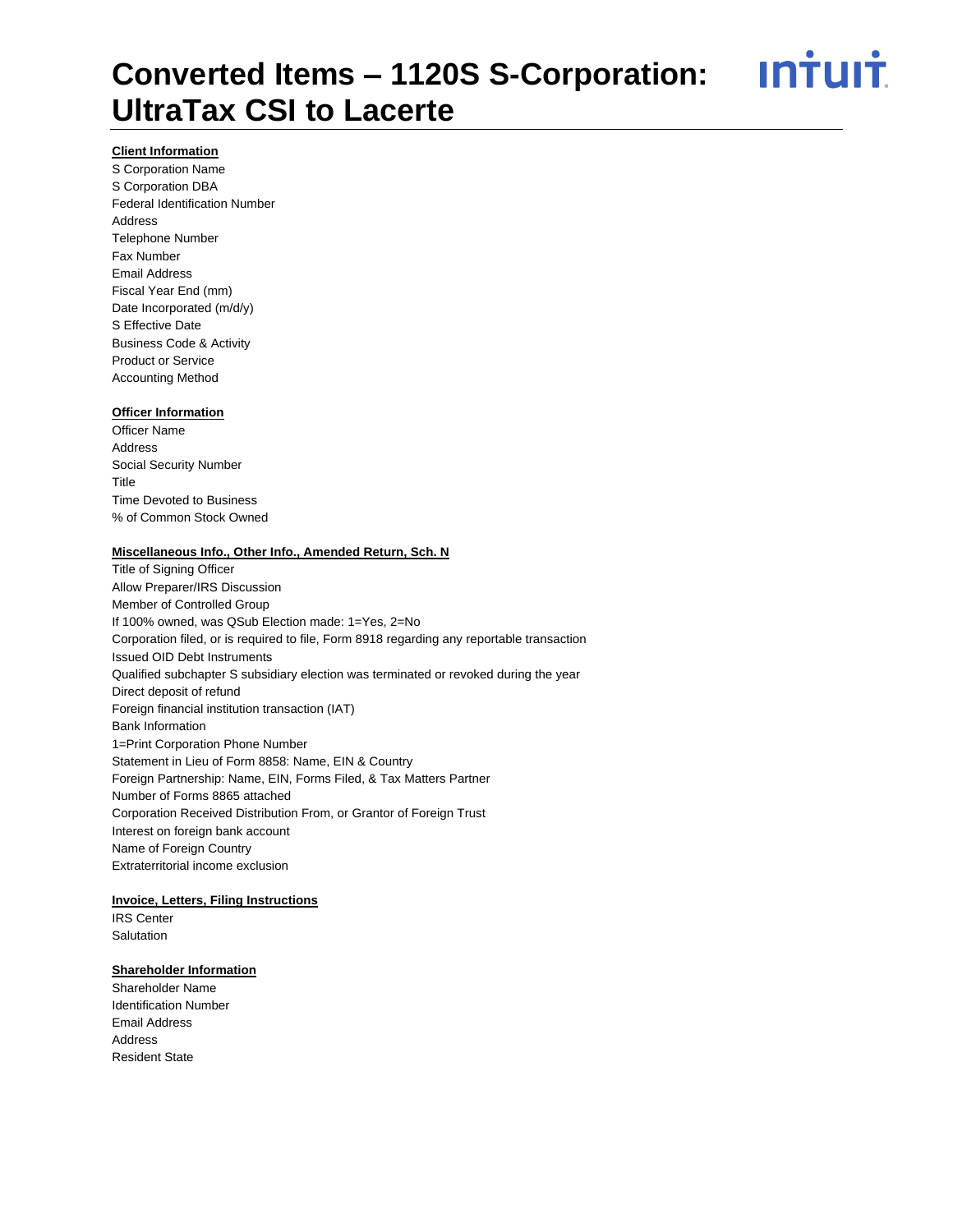# Converted Items – 1120S S-Corporation: UltraTax CSI to Lacerte

### Client Information

S Corporation Name
S Corporation DBA
Federal Identification Number
Address
Telephone Number
Fax Number
Email Address
Fiscal Year End (mm)
Date Incorporated (m/d/y)
S Effective Date
Business Code & Activity
Product or Service
Accounting Method

### Officer Information

Officer Name
Address
Social Security Number
Title
Time Devoted to Business
% of Common Stock Owned

### Miscellaneous Info., Other Info., Amended Return, Sch. N

Title of Signing Officer
Allow Preparer/IRS Discussion
Member of Controlled Group
If 100% owned, was QSub Election made: 1=Yes, 2=No
Corporation filed, or is required to file, Form 8918 regarding any reportable transaction
Issued OID Debt Instruments
Qualified subchapter S subsidiary election was terminated or revoked during the year
Direct deposit of refund
Foreign financial institution transaction (IAT)
Bank Information
1=Print Corporation Phone Number
Statement in Lieu of Form 8858: Name, EIN & Country
Foreign Partnership: Name, EIN, Forms Filed, & Tax Matters Partner
Number of Forms 8865 attached
Corporation Received Distribution From, or Grantor of Foreign Trust
Interest on foreign bank account
Name of Foreign Country
Extraterritorial income exclusion

### Invoice, Letters, Filing Instructions

IRS Center
Salutation

### Shareholder Information

Shareholder Name
Identification Number
Email Address
Address
Resident State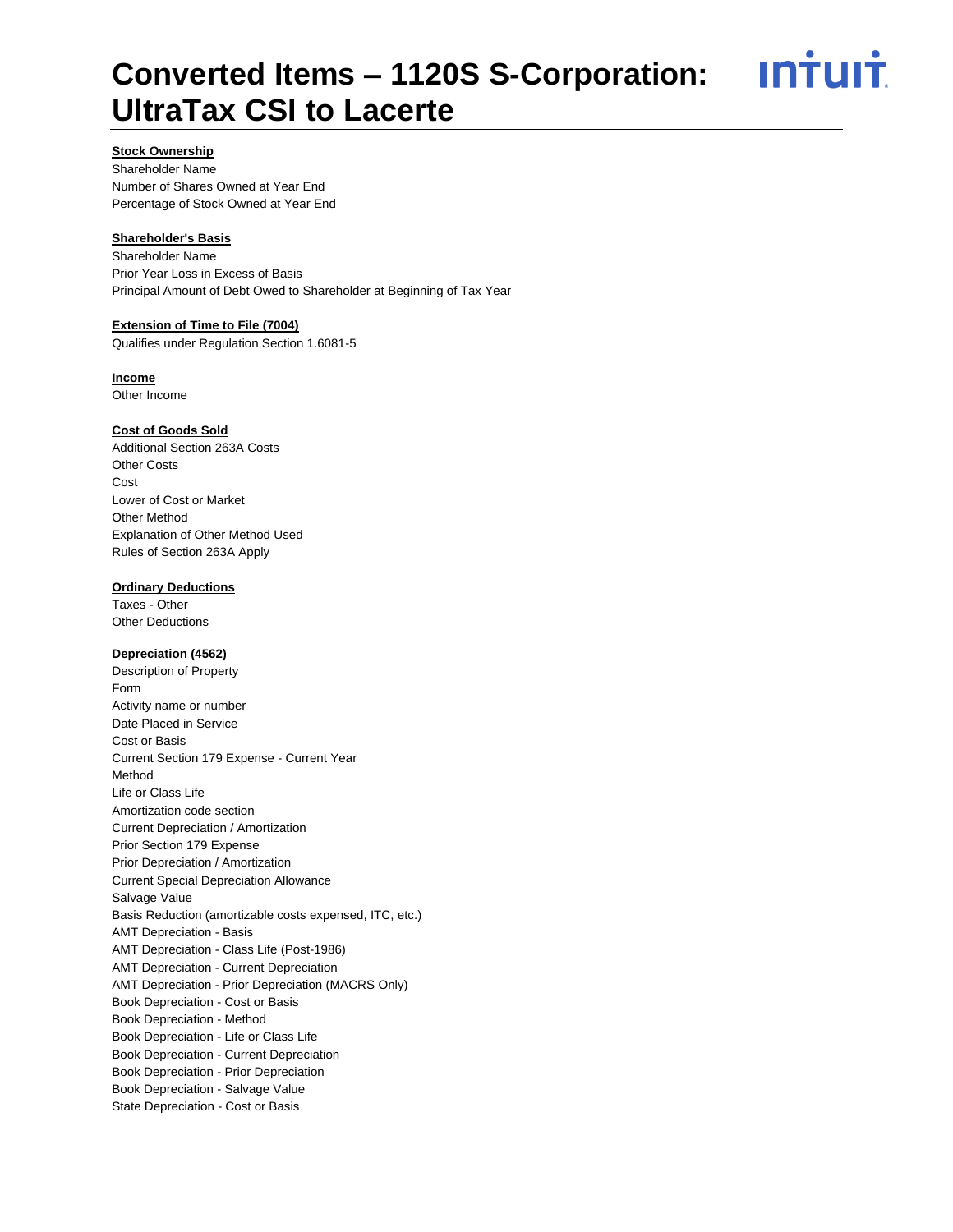# Converted Items – 1120S S-Corporation: UltraTax CSI to Lacerte

**Stock Ownership**

Shareholder Name
Number of Shares Owned at Year End
Percentage of Stock Owned at Year End

**Shareholder's Basis**

Shareholder Name
Prior Year Loss in Excess of Basis
Principal Amount of Debt Owed to Shareholder at Beginning of Tax Year

**Extension of Time to File (7004)**

Qualifies under Regulation Section 1.6081-5

**Income**

Other Income

**Cost of Goods Sold**

Additional Section 263A Costs
Other Costs
Cost
Lower of Cost or Market
Other Method
Explanation of Other Method Used
Rules of Section 263A Apply

**Ordinary Deductions**

Taxes - Other
Other Deductions

**Depreciation (4562)**

Description of Property
Form
Activity name or number
Date Placed in Service
Cost or Basis
Current Section 179 Expense - Current Year
Method
Life or Class Life
Amortization code section
Current Depreciation / Amortization
Prior Section 179 Expense
Prior Depreciation / Amortization
Current Special Depreciation Allowance
Salvage Value
Basis Reduction (amortizable costs expensed, ITC, etc.)
AMT Depreciation - Basis
AMT Depreciation - Class Life (Post-1986)
AMT Depreciation - Current Depreciation
AMT Depreciation - Prior Depreciation (MACRS Only)
Book Depreciation - Cost or Basis
Book Depreciation - Method
Book Depreciation - Life or Class Life
Book Depreciation - Current Depreciation
Book Depreciation - Prior Depreciation
Book Depreciation - Salvage Value
State Depreciation - Cost or Basis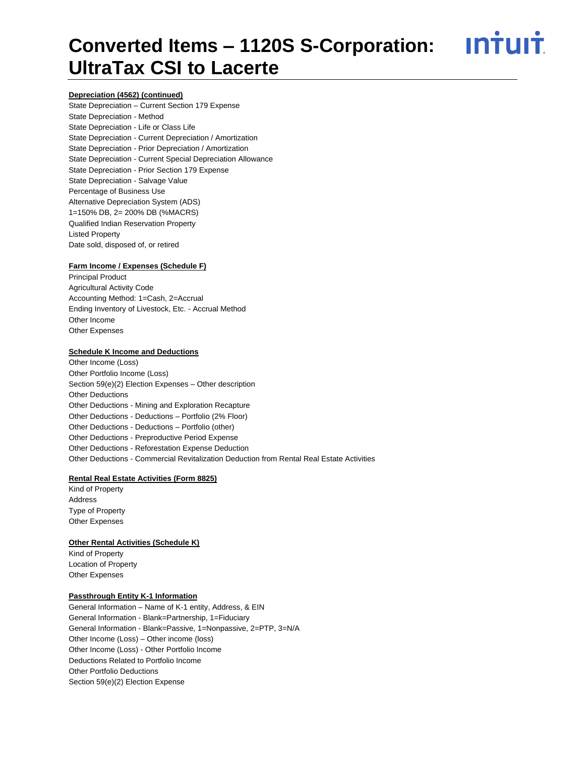**Depreciation (4562) (continued)**

State Depreciation – Current Section 179 Expense
State Depreciation - Method
State Depreciation - Life or Class Life
State Depreciation - Current Depreciation / Amortization
State Depreciation - Prior Depreciation / Amortization
State Depreciation - Current Special Depreciation Allowance
State Depreciation - Prior Section 179 Expense
State Depreciation - Salvage Value
Percentage of Business Use
Alternative Depreciation System (ADS)
1=150% DB, 2= 200% DB (%MACRS)
Qualified Indian Reservation Property
Listed Property
Date sold, disposed of, or retired

**Farm Income / Expenses (Schedule F)**

Principal Product
Agricultural Activity Code
Accounting Method: 1=Cash, 2=Accrual
Ending Inventory of Livestock, Etc. - Accrual Method
Other Income
Other Expenses

**Schedule K Income and Deductions**

Other Income (Loss)
Other Portfolio Income (Loss)
Section 59(e)(2) Election Expenses – Other description
Other Deductions
Other Deductions - Mining and Exploration Recapture
Other Deductions - Deductions – Portfolio (2% Floor)
Other Deductions - Deductions – Portfolio (other)
Other Deductions - Preproductive Period Expense
Other Deductions - Reforestation Expense Deduction
Other Deductions - Commercial Revitalization Deduction from Rental Real Estate Activities

**Rental Real Estate Activities (Form 8825)**

Kind of Property
Address
Type of Property
Other Expenses

**Other Rental Activities (Schedule K)**

Kind of Property
Location of Property
Other Expenses

**Passthrough Entity K-1 Information**

General Information – Name of K-1 entity, Address, & EIN
General Information - Blank=Partnership, 1=Fiduciary
General Information - Blank=Passive, 1=Nonpassive, 2=PTP, 3=N/A
Other Income (Loss) – Other income (loss)
Other Income (Loss) - Other Portfolio Income
Deductions Related to Portfolio Income
Other Portfolio Deductions
Section 59(e)(2) Election Expense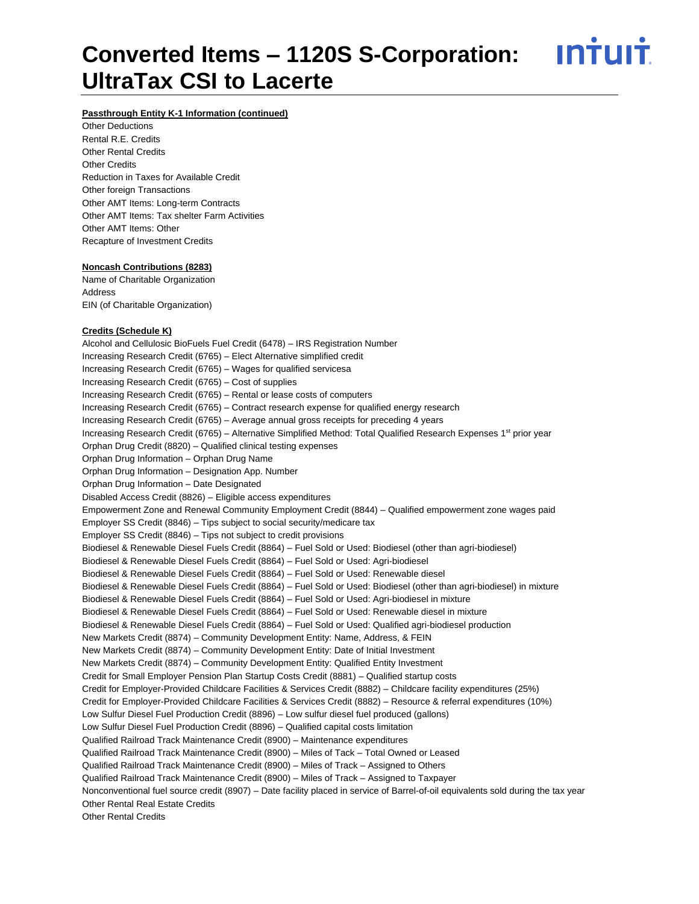# Converted Items – 1120S S-Corporation: UltraTax CSI to Lacerte

**Passthrough Entity K-1 Information (continued)**

Other Deductions
Rental R.E. Credits
Other Rental Credits
Other Credits
Reduction in Taxes for Available Credit
Other foreign Transactions
Other AMT Items: Long-term Contracts
Other AMT Items: Tax shelter Farm Activities
Other AMT Items: Other
Recapture of Investment Credits

**Noncash Contributions (8283)**

Name of Charitable Organization
Address
EIN (of Charitable Organization)

**Credits (Schedule K)**

Alcohol and Cellulosic BioFuels Fuel Credit (6478) – IRS Registration Number
Increasing Research Credit (6765) – Elect Alternative simplified credit
Increasing Research Credit (6765) – Wages for qualified servicesa
Increasing Research Credit (6765) – Cost of supplies
Increasing Research Credit (6765) – Rental or lease costs of computers
Increasing Research Credit (6765) – Contract research expense for qualified energy research
Increasing Research Credit (6765) – Average annual gross receipts for preceding 4 years
Increasing Research Credit (6765) – Alternative Simplified Method: Total Qualified Research Expenses 1st prior year
Orphan Drug Credit (8820) – Qualified clinical testing expenses
Orphan Drug Information – Orphan Drug Name
Orphan Drug Information – Designation App. Number
Orphan Drug Information – Date Designated
Disabled Access Credit (8826) – Eligible access expenditures
Empowerment Zone and Renewal Community Employment Credit (8844) – Qualified empowerment zone wages paid
Employer SS Credit (8846) – Tips subject to social security/medicare tax
Employer SS Credit (8846) – Tips not subject to credit provisions
Biodiesel & Renewable Diesel Fuels Credit (8864) – Fuel Sold or Used: Biodiesel (other than agri-biodiesel)
Biodiesel & Renewable Diesel Fuels Credit (8864) – Fuel Sold or Used: Agri-biodiesel
Biodiesel & Renewable Diesel Fuels Credit (8864) – Fuel Sold or Used: Renewable diesel
Biodiesel & Renewable Diesel Fuels Credit (8864) – Fuel Sold or Used: Biodiesel (other than agri-biodiesel) in mixture
Biodiesel & Renewable Diesel Fuels Credit (8864) – Fuel Sold or Used: Agri-biodiesel in mixture
Biodiesel & Renewable Diesel Fuels Credit (8864) – Fuel Sold or Used: Renewable diesel in mixture
Biodiesel & Renewable Diesel Fuels Credit (8864) – Fuel Sold or Used: Qualified agri-biodiesel production
New Markets Credit (8874) – Community Development Entity: Name, Address, & FEIN
New Markets Credit (8874) – Community Development Entity: Date of Initial Investment
New Markets Credit (8874) – Community Development Entity: Qualified Entity Investment
Credit for Small Employer Pension Plan Startup Costs Credit (8881) – Qualified startup costs
Credit for Employer-Provided Childcare Facilities & Services Credit (8882) – Childcare facility expenditures (25%)
Credit for Employer-Provided Childcare Facilities & Services Credit (8882) – Resource & referral expenditures (10%)
Low Sulfur Diesel Fuel Production Credit (8896) – Low sulfur diesel fuel produced (gallons)
Low Sulfur Diesel Fuel Production Credit (8896) – Qualified capital costs limitation
Qualified Railroad Track Maintenance Credit (8900) – Maintenance expenditures
Qualified Railroad Track Maintenance Credit (8900) – Miles of Tack – Total Owned or Leased
Qualified Railroad Track Maintenance Credit (8900) – Miles of Track – Assigned to Others
Qualified Railroad Track Maintenance Credit (8900) – Miles of Track – Assigned to Taxpayer
Nonconventional fuel source credit (8907) – Date facility placed in service of Barrel-of-oil equivalents sold during the tax year
Other Rental Real Estate Credits
Other Rental Credits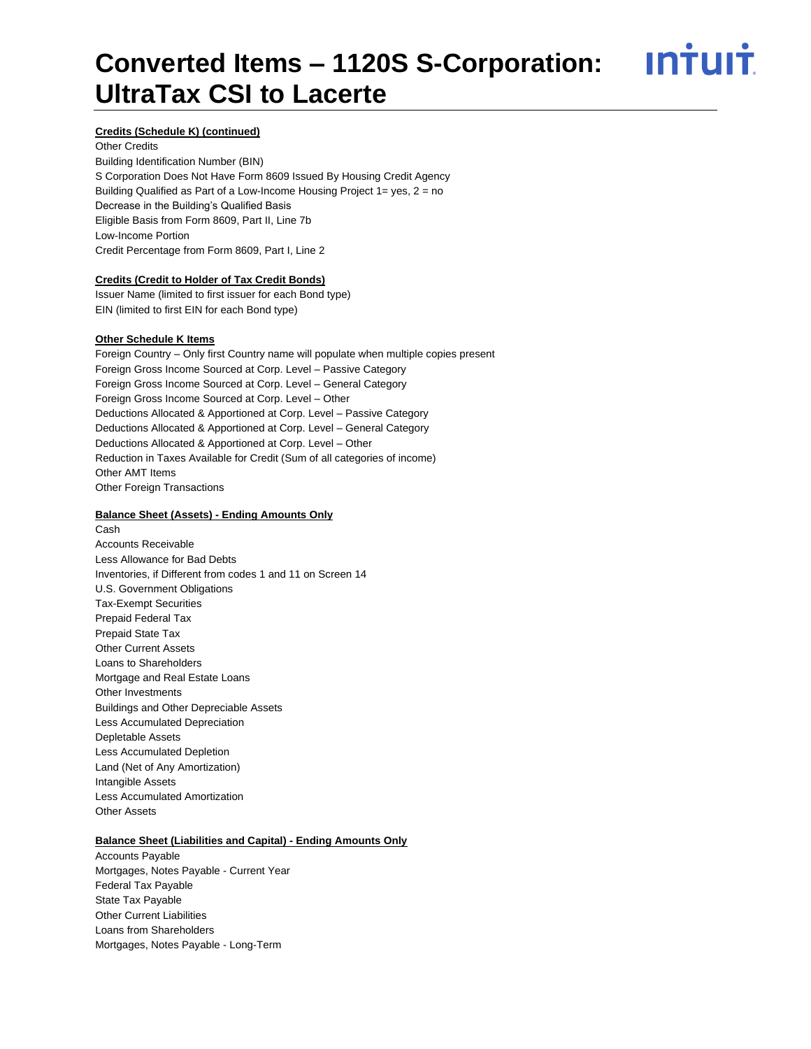# Converted Items – 1120S S-Corporation: UltraTax CSI to Lacerte

**Credits (Schedule K) (continued)**

Other Credits
Building Identification Number (BIN)
S Corporation Does Not Have Form 8609 Issued By Housing Credit Agency
Building Qualified as Part of a Low-Income Housing Project 1= yes, 2 = no
Decrease in the Building's Qualified Basis
Eligible Basis from Form 8609, Part II, Line 7b
Low-Income Portion
Credit Percentage from Form 8609, Part I, Line 2

**Credits (Credit to Holder of Tax Credit Bonds)**

Issuer Name (limited to first issuer for each Bond type)
EIN (limited to first EIN for each Bond type)

**Other Schedule K Items**

Foreign Country – Only first Country name will populate when multiple copies present
Foreign Gross Income Sourced at Corp. Level – Passive Category
Foreign Gross Income Sourced at Corp. Level – General Category
Foreign Gross Income Sourced at Corp. Level – Other
Deductions Allocated & Apportioned at Corp. Level – Passive Category
Deductions Allocated & Apportioned at Corp. Level – General Category
Deductions Allocated & Apportioned at Corp. Level – Other
Reduction in Taxes Available for Credit (Sum of all categories of income)
Other AMT Items
Other Foreign Transactions

**Balance Sheet (Assets) - Ending Amounts Only**

Cash
Accounts Receivable
Less Allowance for Bad Debts
Inventories, if Different from codes 1 and 11 on Screen 14
U.S. Government Obligations
Tax-Exempt Securities
Prepaid Federal Tax
Prepaid State Tax
Other Current Assets
Loans to Shareholders
Mortgage and Real Estate Loans
Other Investments
Buildings and Other Depreciable Assets
Less Accumulated Depreciation
Depletable Assets
Less Accumulated Depletion
Land (Net of Any Amortization)
Intangible Assets
Less Accumulated Amortization
Other Assets

**Balance Sheet (Liabilities and Capital) - Ending Amounts Only**

Accounts Payable
Mortgages, Notes Payable - Current Year
Federal Tax Payable
State Tax Payable
Other Current Liabilities
Loans from Shareholders
Mortgages, Notes Payable - Long-Term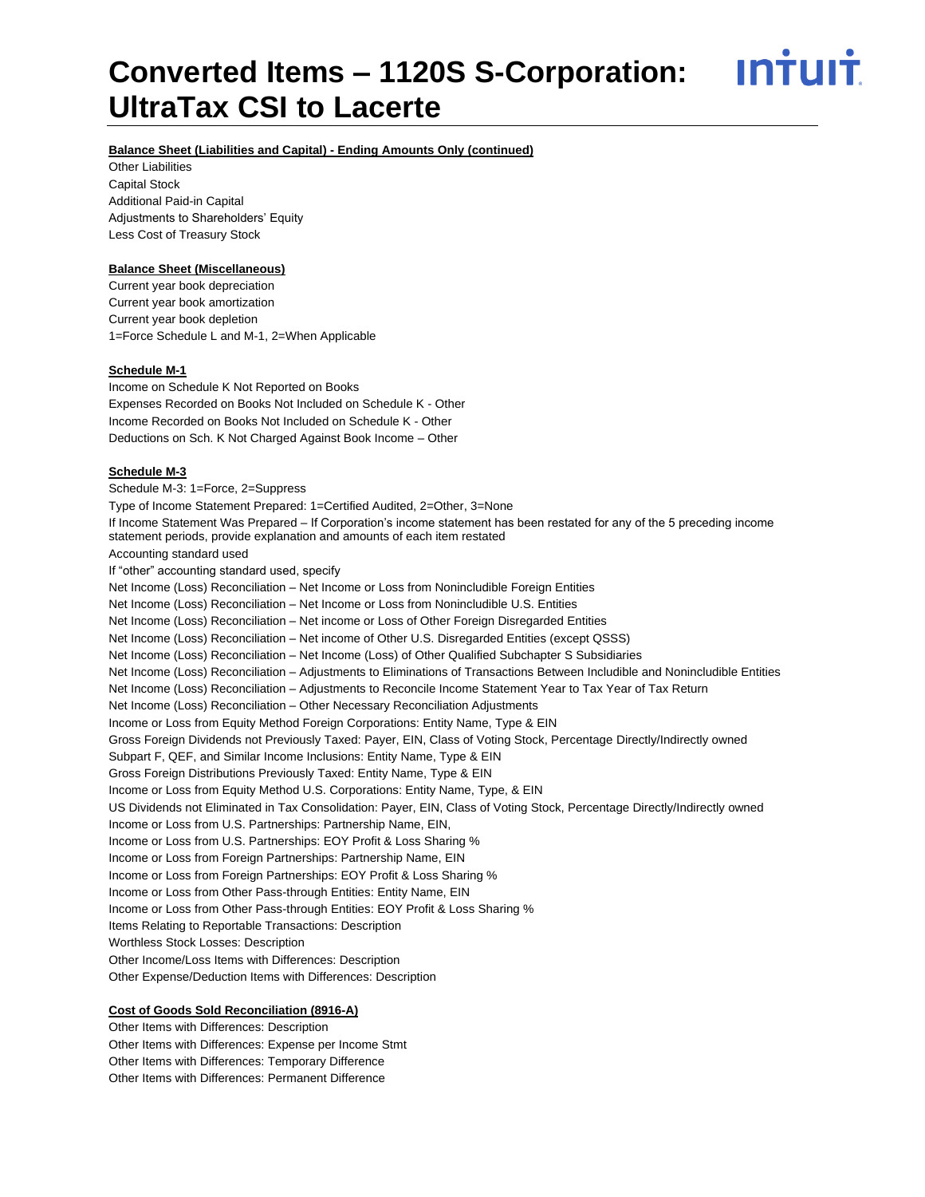# Converted Items – 1120S S-Corporation: UltraTax CSI to Lacerte

**Balance Sheet (Liabilities and Capital) - Ending Amounts Only (continued)**

Other Liabilities
Capital Stock
Additional Paid-in Capital
Adjustments to Shareholders' Equity
Less Cost of Treasury Stock

**Balance Sheet (Miscellaneous)**

Current year book depreciation
Current year book amortization
Current year book depletion
1=Force Schedule L and M-1, 2=When Applicable

**Schedule M-1**

Income on Schedule K Not Reported on Books
Expenses Recorded on Books Not Included on Schedule K - Other
Income Recorded on Books Not Included on Schedule K - Other
Deductions on Sch. K Not Charged Against Book Income – Other

**Schedule M-3**

Schedule M-3: 1=Force, 2=Suppress
Type of Income Statement Prepared: 1=Certified Audited, 2=Other, 3=None
If Income Statement Was Prepared – If Corporation's income statement has been restated for any of the 5 preceding income statement periods, provide explanation and amounts of each item restated
Accounting standard used
If "other" accounting standard used, specify
Net Income (Loss) Reconciliation – Net Income or Loss from Nonincludible Foreign Entities
Net Income (Loss) Reconciliation – Net Income or Loss from Nonincludible U.S. Entities
Net Income (Loss) Reconciliation – Net income or Loss of Other Foreign Disregarded Entities
Net Income (Loss) Reconciliation – Net income of Other U.S. Disregarded Entities (except QSSS)
Net Income (Loss) Reconciliation – Net Income (Loss) of Other Qualified Subchapter S Subsidiaries
Net Income (Loss) Reconciliation – Adjustments to Eliminations of Transactions Between Includible and Nonincludible Entities
Net Income (Loss) Reconciliation – Adjustments to Reconcile Income Statement Year to Tax Year of Tax Return
Net Income (Loss) Reconciliation – Other Necessary Reconciliation Adjustments
Income or Loss from Equity Method Foreign Corporations: Entity Name, Type & EIN
Gross Foreign Dividends not Previously Taxed: Payer, EIN, Class of Voting Stock, Percentage Directly/Indirectly owned
Subpart F, QEF, and Similar Income Inclusions: Entity Name, Type & EIN
Gross Foreign Distributions Previously Taxed: Entity Name, Type & EIN
Income or Loss from Equity Method U.S. Corporations: Entity Name, Type, & EIN
US Dividends not Eliminated in Tax Consolidation: Payer, EIN, Class of Voting Stock, Percentage Directly/Indirectly owned
Income or Loss from U.S. Partnerships: Partnership Name, EIN,
Income or Loss from U.S. Partnerships: EOY Profit & Loss Sharing %
Income or Loss from Foreign Partnerships: Partnership Name, EIN
Income or Loss from Foreign Partnerships: EOY Profit & Loss Sharing %
Income or Loss from Other Pass-through Entities: Entity Name, EIN
Income or Loss from Other Pass-through Entities: EOY Profit & Loss Sharing %
Items Relating to Reportable Transactions: Description
Worthless Stock Losses: Description
Other Income/Loss Items with Differences: Description
Other Expense/Deduction Items with Differences: Description

**Cost of Goods Sold Reconciliation (8916-A)**

Other Items with Differences: Description
Other Items with Differences: Expense per Income Stmt
Other Items with Differences: Temporary Difference
Other Items with Differences: Permanent Difference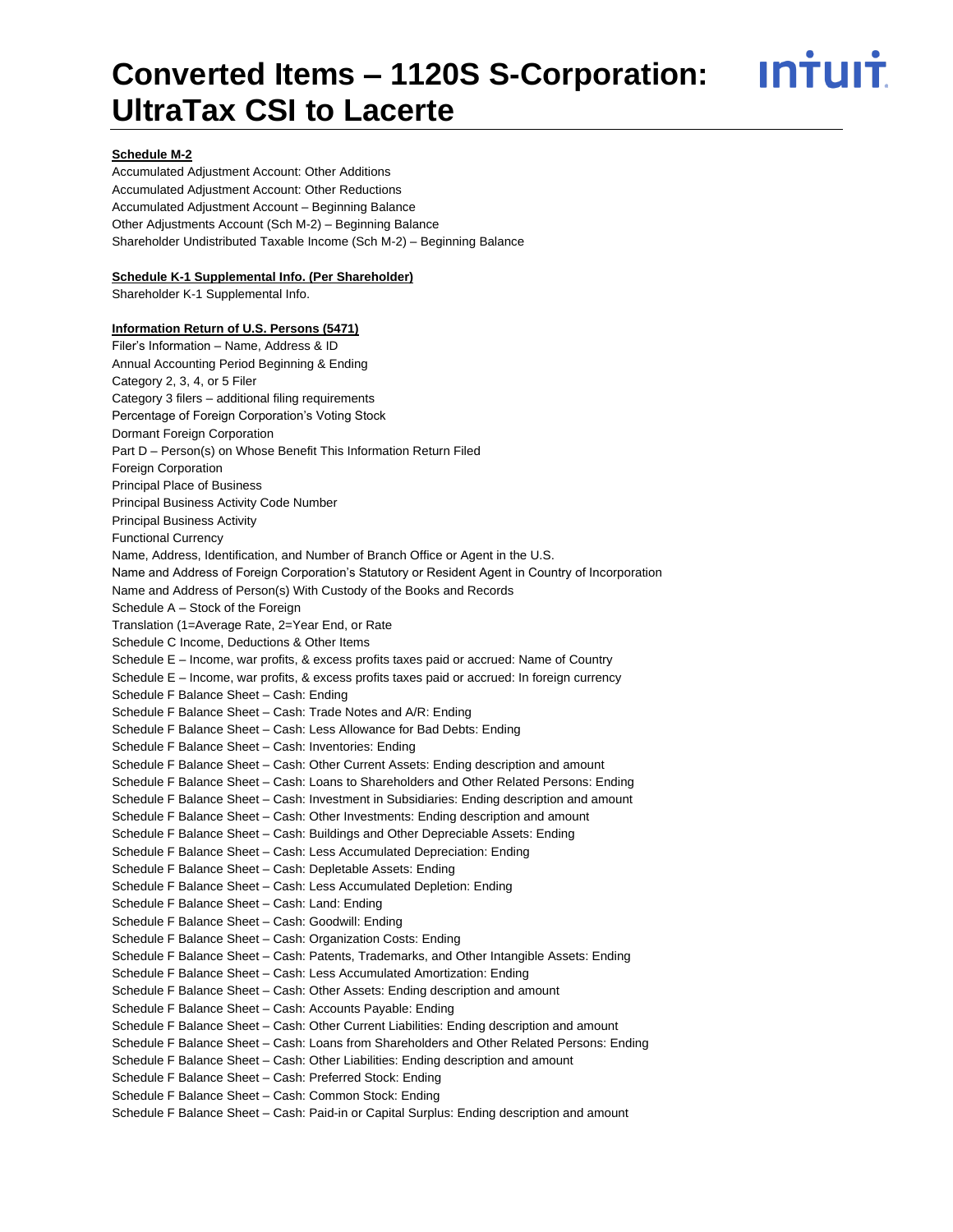# Converted Items – 1120S S-Corporation: UltraTax CSI to Lacerte

**Schedule M-2**

Accumulated Adjustment Account: Other Additions
Accumulated Adjustment Account: Other Reductions
Accumulated Adjustment Account – Beginning Balance
Other Adjustments Account (Sch M-2) – Beginning Balance
Shareholder Undistributed Taxable Income (Sch M-2) – Beginning Balance

**Schedule K-1 Supplemental Info. (Per Shareholder)**

Shareholder K-1 Supplemental Info.

**Information Return of U.S. Persons (5471)**

Filer's Information – Name, Address & ID
Annual Accounting Period Beginning & Ending
Category 2, 3, 4, or 5 Filer
Category 3 filers – additional filing requirements
Percentage of Foreign Corporation's Voting Stock
Dormant Foreign Corporation
Part D – Person(s) on Whose Benefit This Information Return Filed
Foreign Corporation
Principal Place of Business
Principal Business Activity Code Number
Principal Business Activity
Functional Currency
Name, Address, Identification, and Number of Branch Office or Agent in the U.S.
Name and Address of Foreign Corporation's Statutory or Resident Agent in Country of Incorporation
Name and Address of Person(s) With Custody of the Books and Records
Schedule A – Stock of the Foreign
Translation (1=Average Rate, 2=Year End, or Rate
Schedule C Income, Deductions & Other Items
Schedule E – Income, war profits, & excess profits taxes paid or accrued: Name of Country
Schedule E – Income, war profits, & excess profits taxes paid or accrued: In foreign currency
Schedule F Balance Sheet – Cash: Ending
Schedule F Balance Sheet – Cash: Trade Notes and A/R: Ending
Schedule F Balance Sheet – Cash: Less Allowance for Bad Debts: Ending
Schedule F Balance Sheet – Cash: Inventories: Ending
Schedule F Balance Sheet – Cash: Other Current Assets: Ending description and amount
Schedule F Balance Sheet – Cash: Loans to Shareholders and Other Related Persons: Ending
Schedule F Balance Sheet – Cash: Investment in Subsidiaries: Ending description and amount
Schedule F Balance Sheet – Cash: Other Investments: Ending description and amount
Schedule F Balance Sheet – Cash: Buildings and Other Depreciable Assets: Ending
Schedule F Balance Sheet – Cash: Less Accumulated Depreciation: Ending
Schedule F Balance Sheet – Cash: Depletable Assets: Ending
Schedule F Balance Sheet – Cash: Less Accumulated Depletion: Ending
Schedule F Balance Sheet – Cash: Land: Ending
Schedule F Balance Sheet – Cash: Goodwill: Ending
Schedule F Balance Sheet – Cash: Organization Costs: Ending
Schedule F Balance Sheet – Cash: Patents, Trademarks, and Other Intangible Assets: Ending
Schedule F Balance Sheet – Cash: Less Accumulated Amortization: Ending
Schedule F Balance Sheet – Cash: Other Assets: Ending description and amount
Schedule F Balance Sheet – Cash: Accounts Payable: Ending
Schedule F Balance Sheet – Cash: Other Current Liabilities: Ending description and amount
Schedule F Balance Sheet – Cash: Loans from Shareholders and Other Related Persons: Ending
Schedule F Balance Sheet – Cash: Other Liabilities: Ending description and amount
Schedule F Balance Sheet – Cash: Preferred Stock: Ending
Schedule F Balance Sheet – Cash: Common Stock: Ending
Schedule F Balance Sheet – Cash: Paid-in or Capital Surplus: Ending description and amount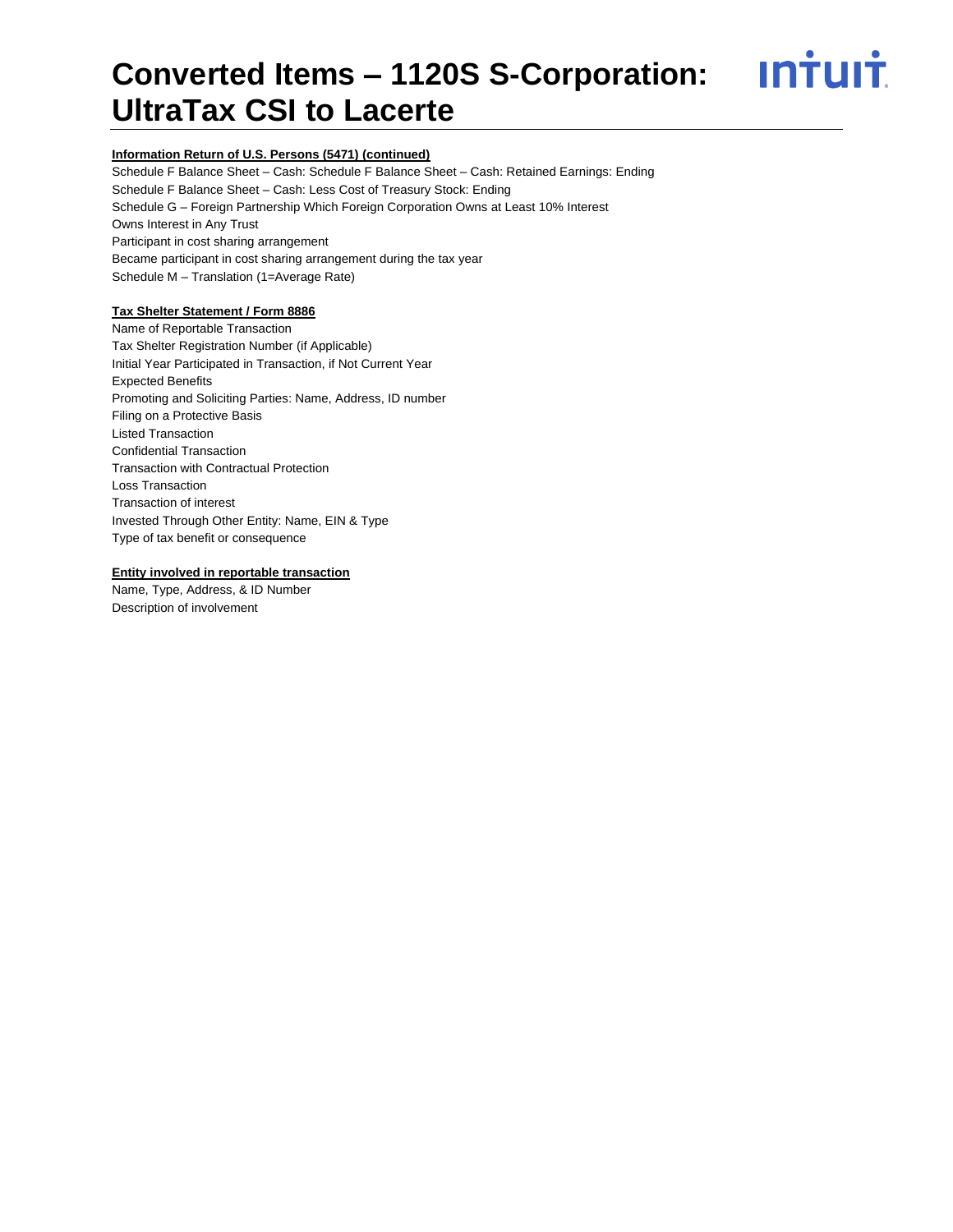# Converted Items – 1120S S-Corporation: UltraTax CSI to Lacerte

**Information Return of U.S. Persons (5471) (continued)**

Schedule F Balance Sheet – Cash: Schedule F Balance Sheet – Cash: Retained Earnings: Ending
Schedule F Balance Sheet – Cash: Less Cost of Treasury Stock: Ending
Schedule G – Foreign Partnership Which Foreign Corporation Owns at Least 10% Interest
Owns Interest in Any Trust
Participant in cost sharing arrangement
Became participant in cost sharing arrangement during the tax year
Schedule M – Translation (1=Average Rate)

**Tax Shelter Statement / Form 8886**

Name of Reportable Transaction
Tax Shelter Registration Number (if Applicable)
Initial Year Participated in Transaction, if Not Current Year
Expected Benefits
Promoting and Soliciting Parties: Name, Address, ID number
Filing on a Protective Basis
Listed Transaction
Confidential Transaction
Transaction with Contractual Protection
Loss Transaction
Transaction of interest
Invested Through Other Entity: Name, EIN & Type
Type of tax benefit or consequence

**Entity involved in reportable transaction**

Name, Type, Address, & ID Number
Description of involvement